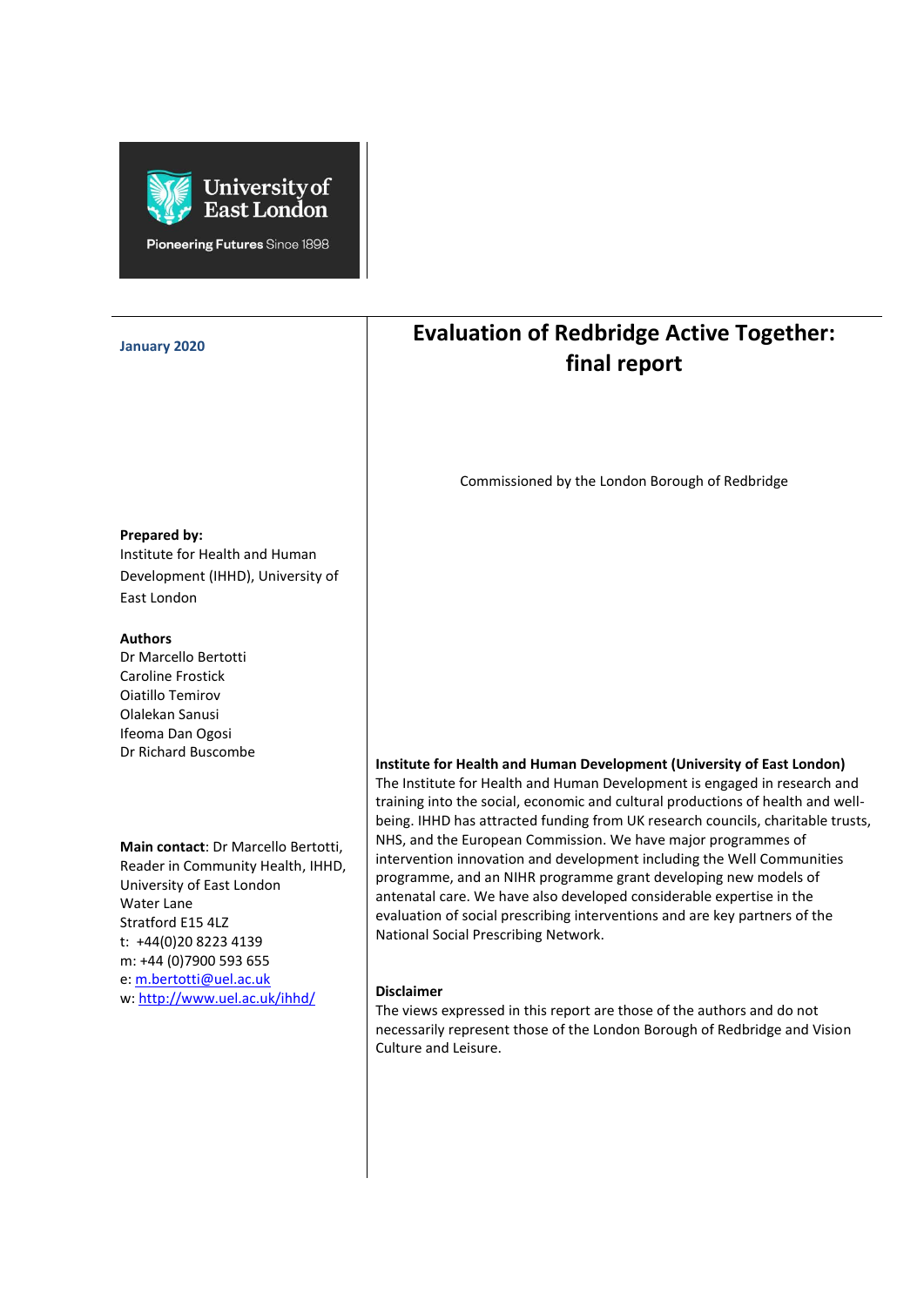University of East London

Pioneering Futures Since 1898

# Evaluation of Redbridge Active Together: final report

January 2020

Commissioned by the London Borough of Redbridge

**Prepared by:**
Institute for Health and Human Development (IHHD), University of East London

**Authors**
Dr Marcello Bertotti
Caroline Frostick
Oiatillo Temirov
Olalekan Sanusi
Ifeoma Dan Ogosi
Dr Richard Buscombe

**Main contact**: Dr Marcello Bertotti, Reader in Community Health, IHHD, University of East London
Water Lane
Stratford E15 4LZ
t: +44(0)20 8223 4139
m: +44 (0)7900 593 655
e: m.bertotti@uel.ac.uk
w: http://www.uel.ac.uk/ihhd/

**Institute for Health and Human Development (University of East London)**
The Institute for Health and Human Development is engaged in research and training into the social, economic and cultural productions of health and well-being. IHHD has attracted funding from UK research councils, charitable trusts, NHS, and the European Commission. We have major programmes of intervention innovation and development including the Well Communities programme, and an NIHR programme grant developing new models of antenatal care. We have also developed considerable expertise in the evaluation of social prescribing interventions and are key partners of the National Social Prescribing Network.

**Disclaimer**
The views expressed in this report are those of the authors and do not necessarily represent those of the London Borough of Redbridge and Vision Culture and Leisure.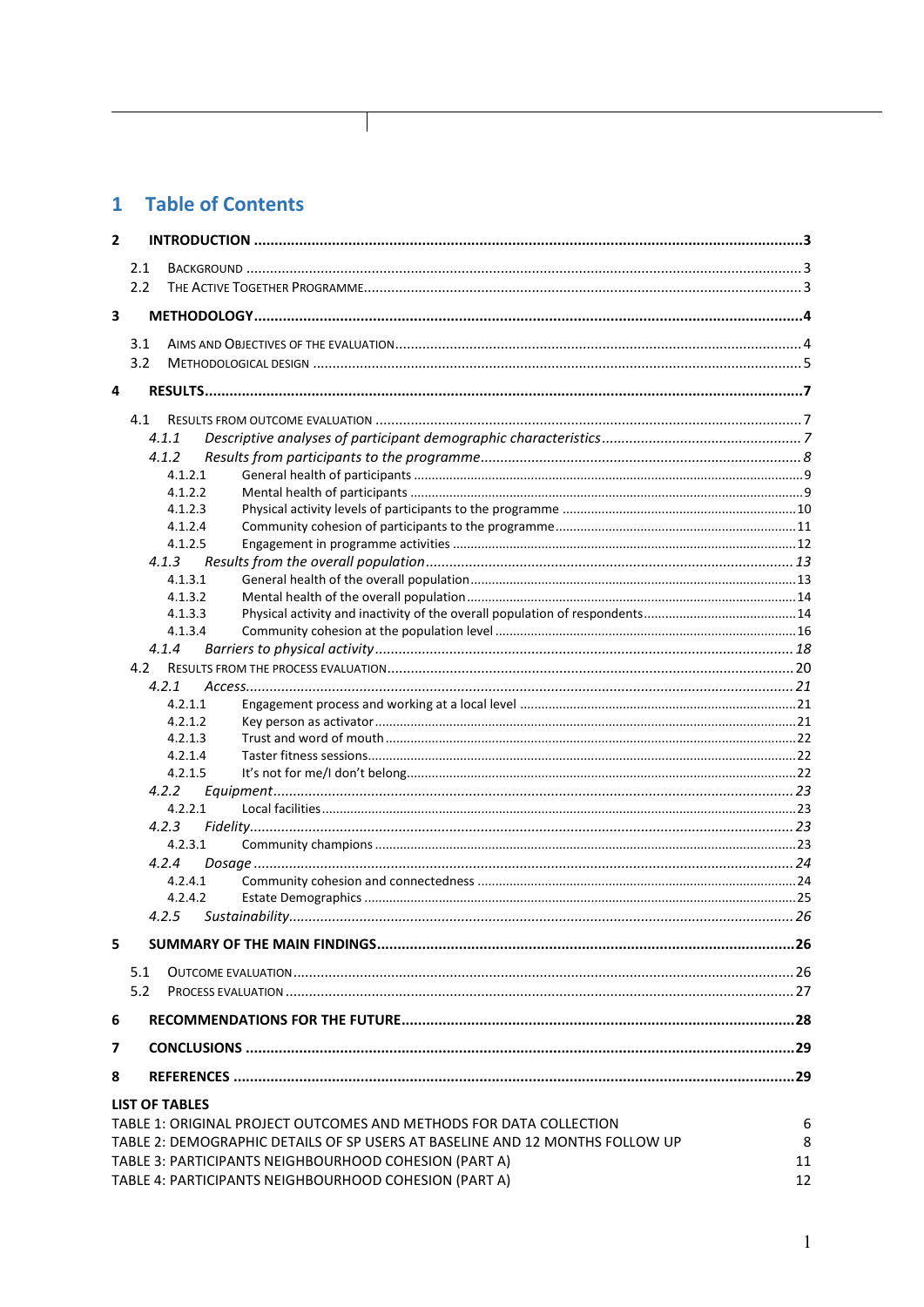# 1 Table of Contents

**2 INTRODUCTION** .......... **3**

- 2.1 BACKGROUND .......... 3
- 2.2 THE ACTIVE TOGETHER PROGRAMME .......... 3

**3 METHODOLOGY** .......... **4**

- 3.1 AIMS AND OBJECTIVES OF THE EVALUATION .......... 4
- 3.2 METHODOLOGICAL DESIGN .......... 5

**4 RESULTS** .......... **7**

- 4.1 RESULTS FROM OUTCOME EVALUATION .......... 7
  - *4.1.1 Descriptive analyses of participant demographic characteristics* .......... *7*
  - *4.1.2 Results from participants to the programme* .......... *8*
    - 4.1.2.1 General health of participants .......... 9
    - 4.1.2.2 Mental health of participants .......... 9
    - 4.1.2.3 Physical activity levels of participants to the programme .......... 10
    - 4.1.2.4 Community cohesion of participants to the programme .......... 11
    - 4.1.2.5 Engagement in programme activities .......... 12
  - *4.1.3 Results from the overall population* .......... *13*
    - 4.1.3.1 General health of the overall population .......... 13
    - 4.1.3.2 Mental health of the overall population .......... 14
    - 4.1.3.3 Physical activity and inactivity of the overall population of respondents .......... 14
    - 4.1.3.4 Community cohesion at the population level .......... 16
  - *4.1.4 Barriers to physical activity* .......... *18*
- 4.2 RESULTS FROM THE PROCESS EVALUATION .......... 20
  - *4.2.1 Access* .......... *21*
    - 4.2.1.1 Engagement process and working at a local level .......... 21
    - 4.2.1.2 Key person as activator .......... 21
    - 4.2.1.3 Trust and word of mouth .......... 22
    - 4.2.1.4 Taster fitness sessions .......... 22
    - 4.2.1.5 It's not for me/I don't belong .......... 22
  - *4.2.2 Equipment* .......... *23*
    - 4.2.2.1 Local facilities .......... 23
  - *4.2.3 Fidelity* .......... *23*
    - 4.2.3.1 Community champions .......... 23
  - *4.2.4 Dosage* .......... *24*
    - 4.2.4.1 Community cohesion and connectedness .......... 24
    - 4.2.4.2 Estate Demographics .......... 25
  - *4.2.5 Sustainability* .......... *26*

**5 SUMMARY OF THE MAIN FINDINGS** .......... **26**

- 5.1 OUTCOME EVALUATION .......... 26
- 5.2 PROCESS EVALUATION .......... 27

**6 RECOMMENDATIONS FOR THE FUTURE** .......... **28**

**7 CONCLUSIONS** .......... **29**

**8 REFERENCES** .......... **29**

**LIST OF TABLES**

| | |
|---|---|
| TABLE 1: ORIGINAL PROJECT OUTCOMES AND METHODS FOR DATA COLLECTION | 6 |
| TABLE 2: DEMOGRAPHIC DETAILS OF SP USERS AT BASELINE AND 12 MONTHS FOLLOW UP | 8 |
| TABLE 3: PARTICIPANTS NEIGHBOURHOOD COHESION (PART A) | 11 |
| TABLE 4: PARTICIPANTS NEIGHBOURHOOD COHESION (PART A) | 12 |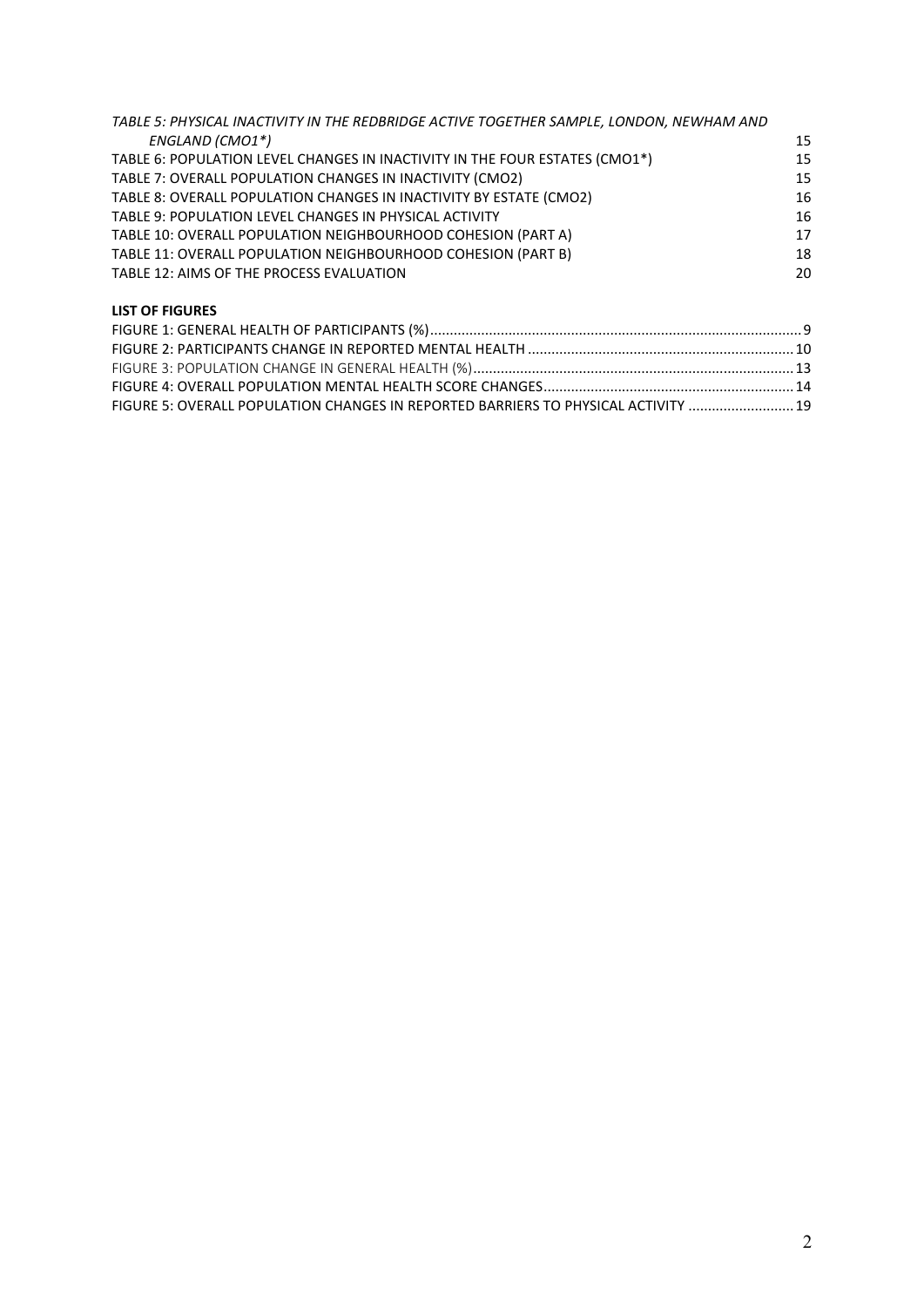*TABLE 5: PHYSICAL INACTIVITY IN THE REDBRIDGE ACTIVE TOGETHER SAMPLE, LONDON, NEWHAM AND ENGLAND (CMO1*)* 15

TABLE 6: POPULATION LEVEL CHANGES IN INACTIVITY IN THE FOUR ESTATES (CMO1*) 15

TABLE 7: OVERALL POPULATION CHANGES IN INACTIVITY (CMO2) 15

TABLE 8: OVERALL POPULATION CHANGES IN INACTIVITY BY ESTATE (CMO2) 16

TABLE 9: POPULATION LEVEL CHANGES IN PHYSICAL ACTIVITY 16

TABLE 10: OVERALL POPULATION NEIGHBOURHOOD COHESION (PART A) 17

TABLE 11: OVERALL POPULATION NEIGHBOURHOOD COHESION (PART B) 18

TABLE 12: AIMS OF THE PROCESS EVALUATION 20

**LIST OF FIGURES**

FIGURE 1: GENERAL HEALTH OF PARTICIPANTS (%) 9

FIGURE 2: PARTICIPANTS CHANGE IN REPORTED MENTAL HEALTH 10

FIGURE 3: POPULATION CHANGE IN GENERAL HEALTH (%) 13

FIGURE 4: OVERALL POPULATION MENTAL HEALTH SCORE CHANGES 14

FIGURE 5: OVERALL POPULATION CHANGES IN REPORTED BARRIERS TO PHYSICAL ACTIVITY 19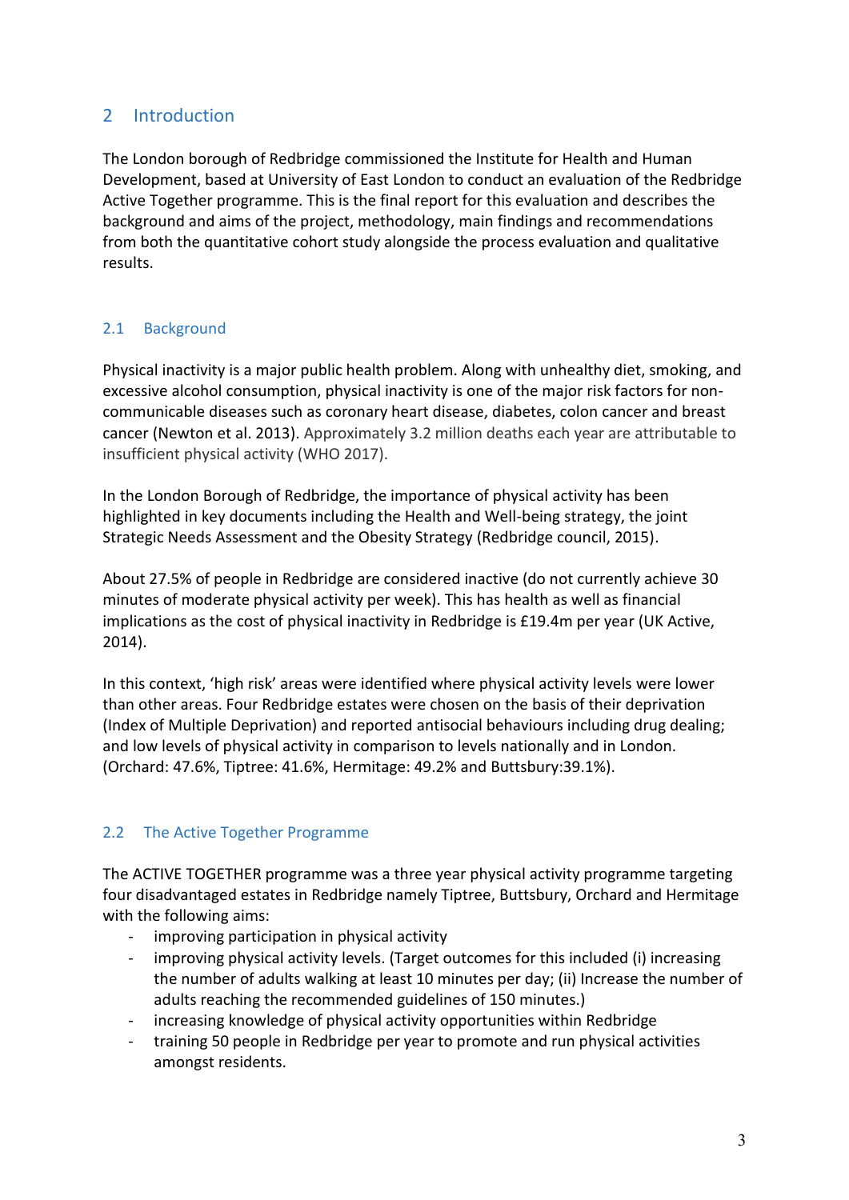## 2 Introduction

The London borough of Redbridge commissioned the Institute for Health and Human Development, based at University of East London to conduct an evaluation of the Redbridge Active Together programme. This is the final report for this evaluation and describes the background and aims of the project, methodology, main findings and recommendations from both the quantitative cohort study alongside the process evaluation and qualitative results.

### 2.1 Background

Physical inactivity is a major public health problem. Along with unhealthy diet, smoking, and excessive alcohol consumption, physical inactivity is one of the major risk factors for non-communicable diseases such as coronary heart disease, diabetes, colon cancer and breast cancer (Newton et al. 2013). Approximately 3.2 million deaths each year are attributable to insufficient physical activity (WHO 2017).

In the London Borough of Redbridge, the importance of physical activity has been highlighted in key documents including the Health and Well-being strategy, the joint Strategic Needs Assessment and the Obesity Strategy (Redbridge council, 2015).

About 27.5% of people in Redbridge are considered inactive (do not currently achieve 30 minutes of moderate physical activity per week). This has health as well as financial implications as the cost of physical inactivity in Redbridge is £19.4m per year (UK Active, 2014).

In this context, 'high risk' areas were identified where physical activity levels were lower than other areas. Four Redbridge estates were chosen on the basis of their deprivation (Index of Multiple Deprivation) and reported antisocial behaviours including drug dealing; and low levels of physical activity in comparison to levels nationally and in London. (Orchard: 47.6%, Tiptree: 41.6%, Hermitage: 49.2% and Buttsbury:39.1%).

### 2.2 The Active Together Programme

The ACTIVE TOGETHER programme was a three year physical activity programme targeting four disadvantaged estates in Redbridge namely Tiptree, Buttsbury, Orchard and Hermitage with the following aims:

- improving participation in physical activity
- improving physical activity levels. (Target outcomes for this included (i) increasing the number of adults walking at least 10 minutes per day; (ii) Increase the number of adults reaching the recommended guidelines of 150 minutes.)
- increasing knowledge of physical activity opportunities within Redbridge
- training 50 people in Redbridge per year to promote and run physical activities amongst residents.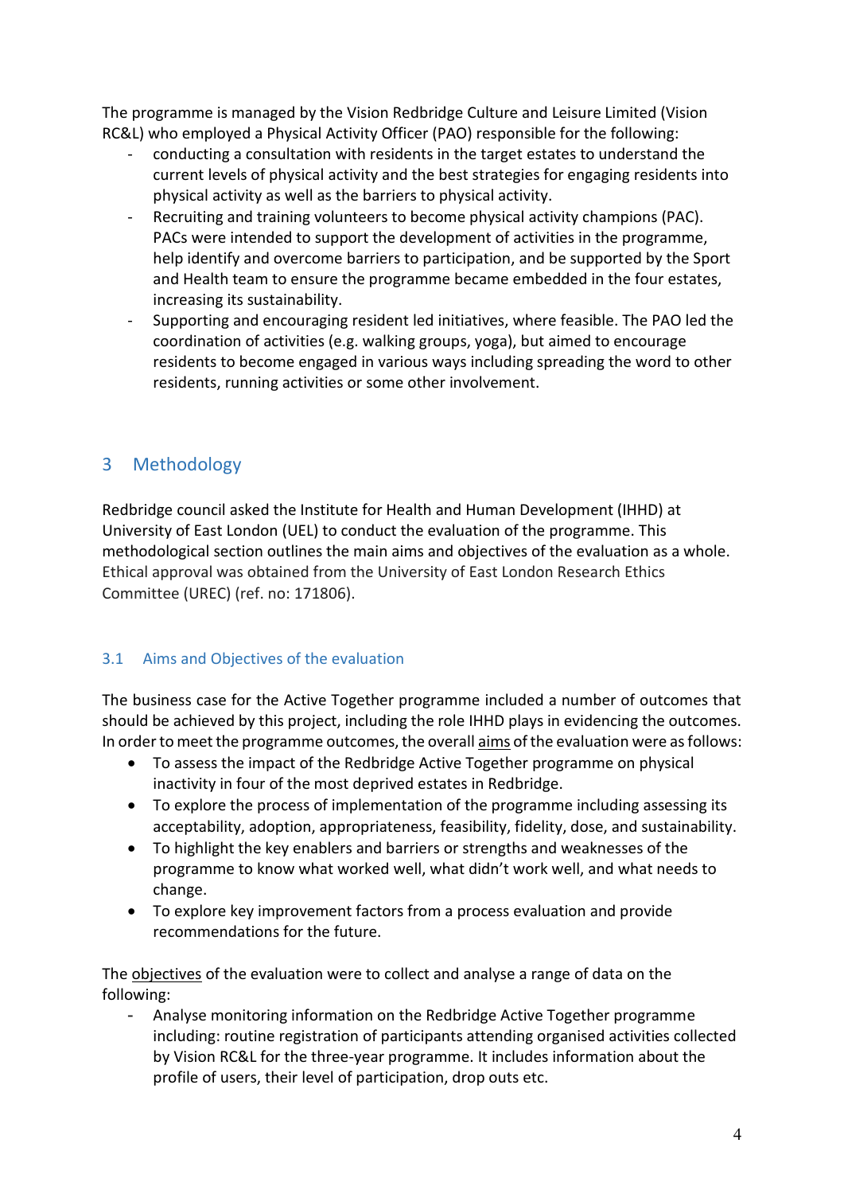The programme is managed by the Vision Redbridge Culture and Leisure Limited (Vision RC&L) who employed a Physical Activity Officer (PAO) responsible for the following:

- conducting a consultation with residents in the target estates to understand the current levels of physical activity and the best strategies for engaging residents into physical activity as well as the barriers to physical activity.
- Recruiting and training volunteers to become physical activity champions (PAC). PACs were intended to support the development of activities in the programme, help identify and overcome barriers to participation, and be supported by the Sport and Health team to ensure the programme became embedded in the four estates, increasing its sustainability.
- Supporting and encouraging resident led initiatives, where feasible. The PAO led the coordination of activities (e.g. walking groups, yoga), but aimed to encourage residents to become engaged in various ways including spreading the word to other residents, running activities or some other involvement.

# 3 Methodology

Redbridge council asked the Institute for Health and Human Development (IHHD) at University of East London (UEL) to conduct the evaluation of the programme. This methodological section outlines the main aims and objectives of the evaluation as a whole. Ethical approval was obtained from the University of East London Research Ethics Committee (UREC) (ref. no: 171806).

## 3.1 Aims and Objectives of the evaluation

The business case for the Active Together programme included a number of outcomes that should be achieved by this project, including the role IHHD plays in evidencing the outcomes. In order to meet the programme outcomes, the overall aims of the evaluation were as follows:

- To assess the impact of the Redbridge Active Together programme on physical inactivity in four of the most deprived estates in Redbridge.
- To explore the process of implementation of the programme including assessing its acceptability, adoption, appropriateness, feasibility, fidelity, dose, and sustainability.
- To highlight the key enablers and barriers or strengths and weaknesses of the programme to know what worked well, what didn't work well, and what needs to change.
- To explore key improvement factors from a process evaluation and provide recommendations for the future.

The objectives of the evaluation were to collect and analyse a range of data on the following:

- Analyse monitoring information on the Redbridge Active Together programme including: routine registration of participants attending organised activities collected by Vision RC&L for the three-year programme. It includes information about the profile of users, their level of participation, drop outs etc.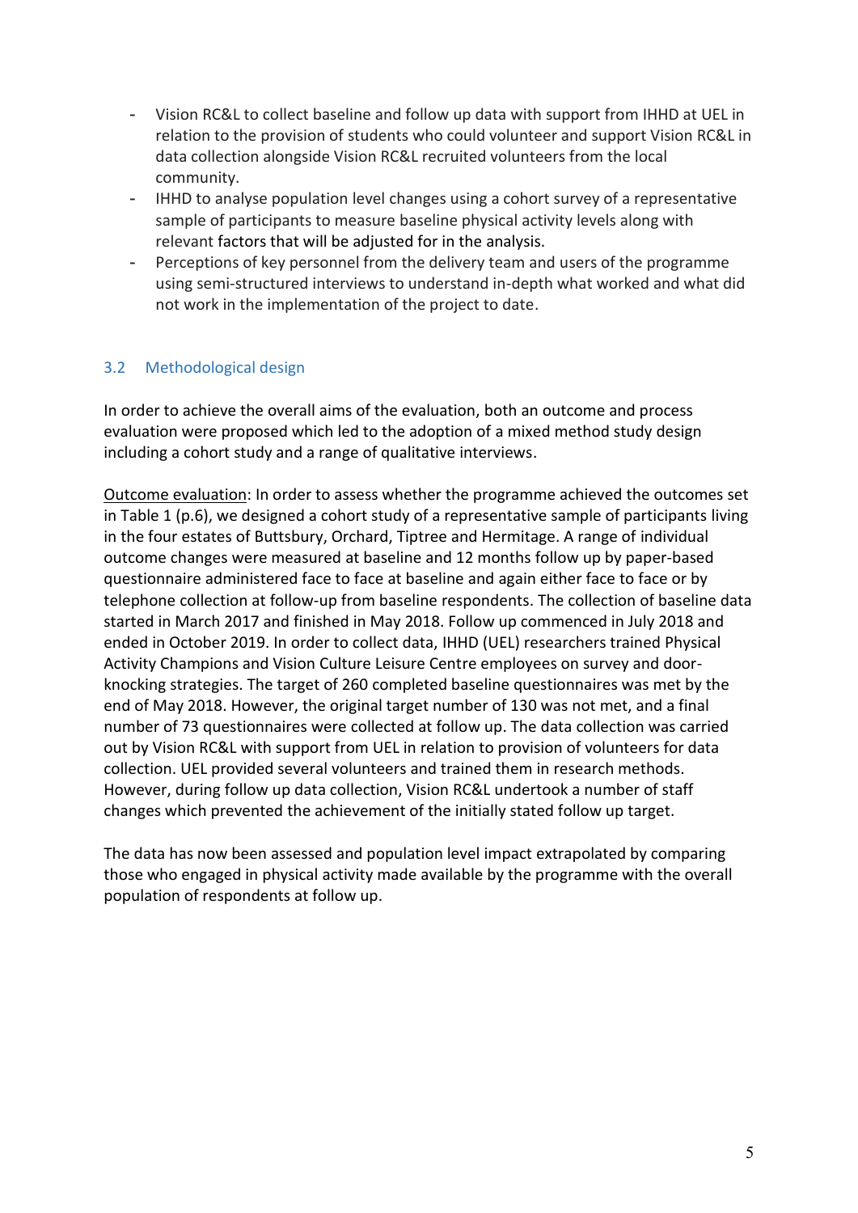- Vision RC&L to collect baseline and follow up data with support from IHHD at UEL in relation to the provision of students who could volunteer and support Vision RC&L in data collection alongside Vision RC&L recruited volunteers from the local community.
- IHHD to analyse population level changes using a cohort survey of a representative sample of participants to measure baseline physical activity levels along with relevant factors that will be adjusted for in the analysis.
- Perceptions of key personnel from the delivery team and users of the programme using semi-structured interviews to understand in-depth what worked and what did not work in the implementation of the project to date.

## 3.2 Methodological design

In order to achieve the overall aims of the evaluation, both an outcome and process evaluation were proposed which led to the adoption of a mixed method study design including a cohort study and a range of qualitative interviews.

Outcome evaluation: In order to assess whether the programme achieved the outcomes set in Table 1 (p.6), we designed a cohort study of a representative sample of participants living in the four estates of Buttsbury, Orchard, Tiptree and Hermitage. A range of individual outcome changes were measured at baseline and 12 months follow up by paper-based questionnaire administered face to face at baseline and again either face to face or by telephone collection at follow-up from baseline respondents. The collection of baseline data started in March 2017 and finished in May 2018. Follow up commenced in July 2018 and ended in October 2019. In order to collect data, IHHD (UEL) researchers trained Physical Activity Champions and Vision Culture Leisure Centre employees on survey and door-knocking strategies. The target of 260 completed baseline questionnaires was met by the end of May 2018. However, the original target number of 130 was not met, and a final number of 73 questionnaires were collected at follow up. The data collection was carried out by Vision RC&L with support from UEL in relation to provision of volunteers for data collection. UEL provided several volunteers and trained them in research methods. However, during follow up data collection, Vision RC&L undertook a number of staff changes which prevented the achievement of the initially stated follow up target.

The data has now been assessed and population level impact extrapolated by comparing those who engaged in physical activity made available by the programme with the overall population of respondents at follow up.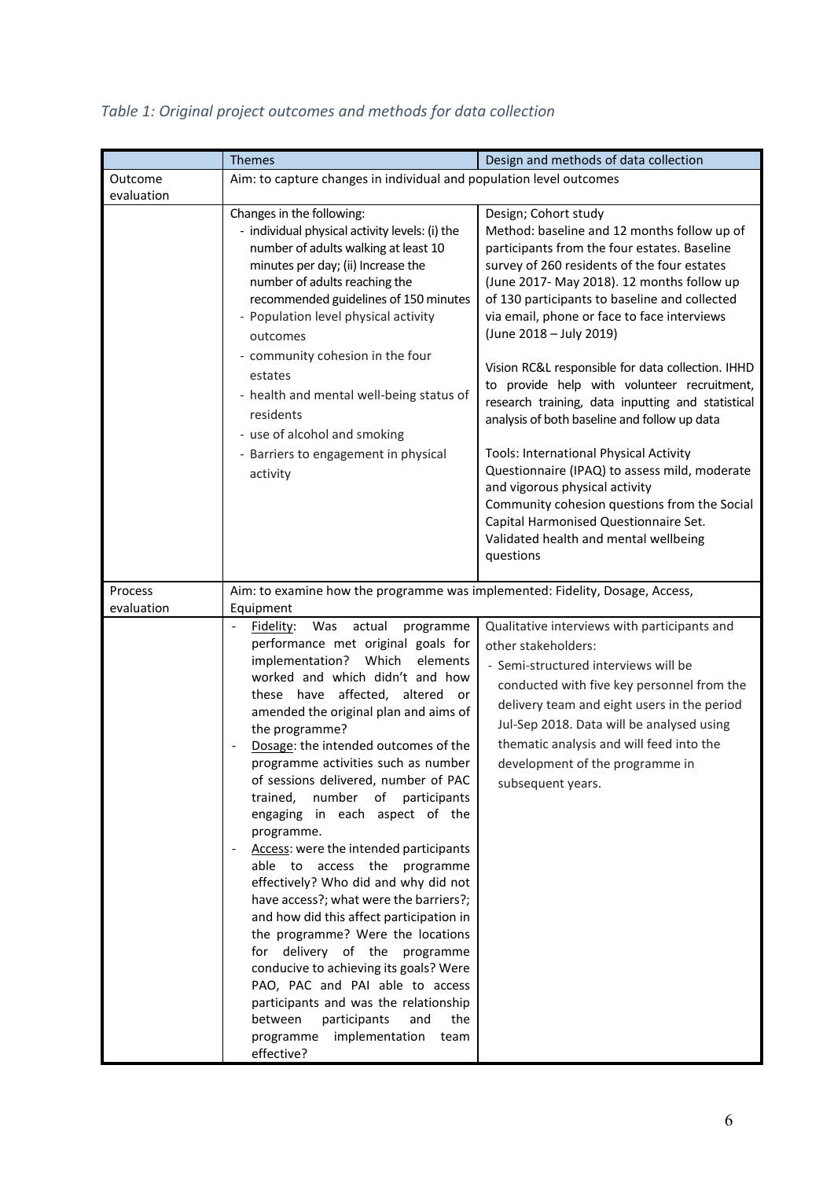*Table 1: Original project outcomes and methods for data collection*

| | Themes | Design and methods of data collection |
|---|---|---|
| Outcome evaluation | Aim: to capture changes in individual and population level outcomes | |
| | Changes in the following:<br>- individual physical activity levels: (i) the number of adults walking at least 10 minutes per day; (ii) Increase the number of adults reaching the recommended guidelines of 150 minutes<br>- Population level physical activity outcomes<br>- community cohesion in the four estates<br>- health and mental well-being status of residents<br>- use of alcohol and smoking<br>- Barriers to engagement in physical activity | Design; Cohort study<br>Method: baseline and 12 months follow up of participants from the four estates. Baseline survey of 260 residents of the four estates (June 2017- May 2018). 12 months follow up of 130 participants to baseline and collected via email, phone or face to face interviews (June 2018 – July 2019)<br><br>Vision RC&L responsible for data collection. IHHD to provide help with volunteer recruitment, research training, data inputting and statistical analysis of both baseline and follow up data<br><br>Tools: International Physical Activity Questionnaire (IPAQ) to assess mild, moderate and vigorous physical activity<br>Community cohesion questions from the Social Capital Harmonised Questionnaire Set.<br>Validated health and mental wellbeing questions |
| Process evaluation | Aim: to examine how the programme was implemented: Fidelity, Dosage, Access, Equipment | |
| | - Fidelity: Was actual programme performance met original goals for implementation? Which elements worked and which didn't and how these have affected, altered or amended the original plan and aims of the programme?<br>- Dosage: the intended outcomes of the programme activities such as number of sessions delivered, number of PAC trained, number of participants engaging in each aspect of the programme.<br>- Access: were the intended participants able to access the programme effectively? Who did and why did not have access?; what were the barriers?; and how did this affect participation in the programme? Were the locations for delivery of the programme conducive to achieving its goals? Were PAO, PAC and PAI able to access participants and was the relationship between participants and the programme implementation team effective? | Qualitative interviews with participants and other stakeholders:<br>- Semi-structured interviews will be conducted with five key personnel from the delivery team and eight users in the period Jul-Sep 2018. Data will be analysed using thematic analysis and will feed into the development of the programme in subsequent years. |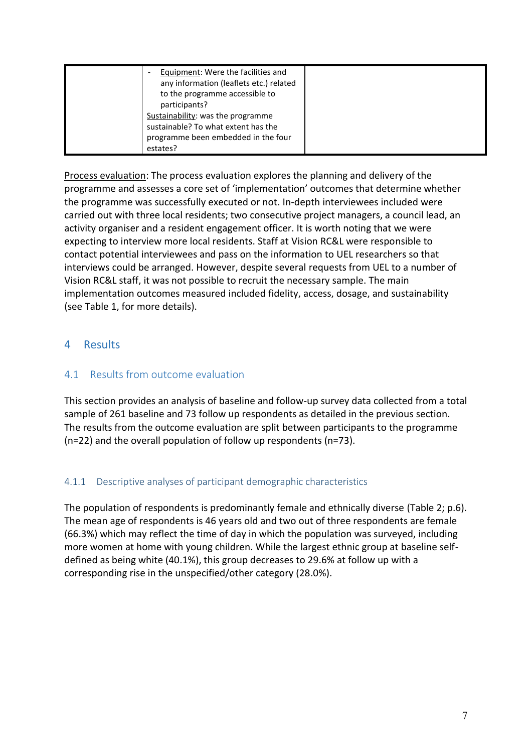|  | - Equipment: Were the facilities and any information (leaflets etc.) related to the programme accessible to participants?<br>Sustainability: was the programme sustainable? To what extent has the programme been embedded in the four estates? |  |
|---|---|---|

Process evaluation: The process evaluation explores the planning and delivery of the programme and assesses a core set of 'implementation' outcomes that determine whether the programme was successfully executed or not. In-depth interviewees included were carried out with three local residents; two consecutive project managers, a council lead, an activity organiser and a resident engagement officer. It is worth noting that we were expecting to interview more local residents. Staff at Vision RC&L were responsible to contact potential interviewees and pass on the information to UEL researchers so that interviews could be arranged. However, despite several requests from UEL to a number of Vision RC&L staff, it was not possible to recruit the necessary sample. The main implementation outcomes measured included fidelity, access, dosage, and sustainability (see Table 1, for more details).

# 4 Results

## 4.1 Results from outcome evaluation

This section provides an analysis of baseline and follow-up survey data collected from a total sample of 261 baseline and 73 follow up respondents as detailed in the previous section. The results from the outcome evaluation are split between participants to the programme (n=22) and the overall population of follow up respondents (n=73).

### 4.1.1 Descriptive analyses of participant demographic characteristics

The population of respondents is predominantly female and ethnically diverse (Table 2; p.6). The mean age of respondents is 46 years old and two out of three respondents are female (66.3%) which may reflect the time of day in which the population was surveyed, including more women at home with young children. While the largest ethnic group at baseline self-defined as being white (40.1%), this group decreases to 29.6% at follow up with a corresponding rise in the unspecified/other category (28.0%).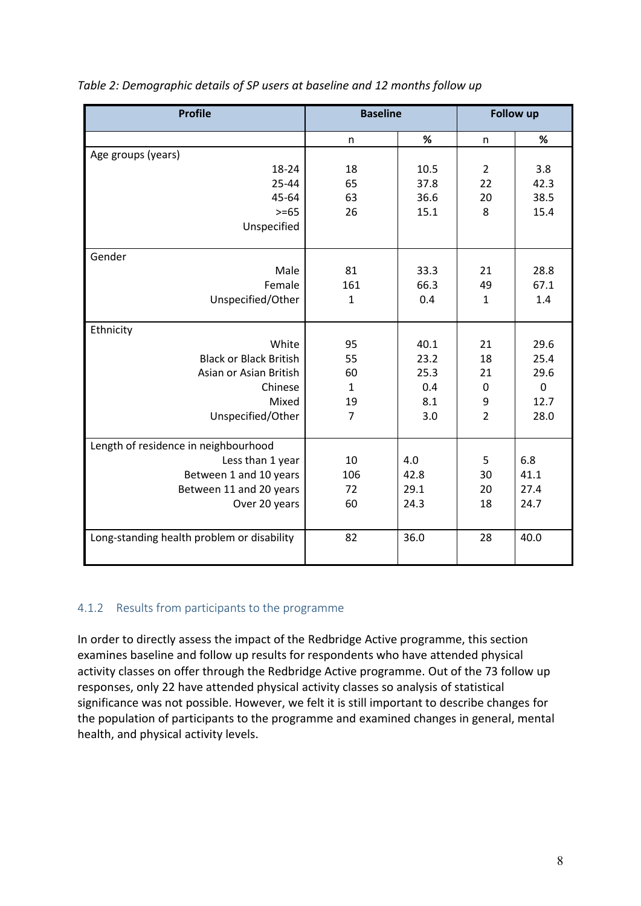*Table 2: Demographic details of SP users at baseline and 12 months follow up*

| Profile | Baseline | | Follow up | |
|---|---|---|---|---|
| | n | % | n | % |
| **Age groups (years)** | | | | |
| 18-24 | 18 | 10.5 | 2 | 3.8 |
| 25-44 | 65 | 37.8 | 22 | 42.3 |
| 45-64 | 63 | 36.6 | 20 | 38.5 |
| >=65 | 26 | 15.1 | 8 | 15.4 |
| Unspecified | | | | |
| **Gender** | | | | |
| Male | 81 | 33.3 | 21 | 28.8 |
| Female | 161 | 66.3 | 49 | 67.1 |
| Unspecified/Other | 1 | 0.4 | 1 | 1.4 |
| **Ethnicity** | | | | |
| White | 95 | 40.1 | 21 | 29.6 |
| Black or Black British | 55 | 23.2 | 18 | 25.4 |
| Asian or Asian British | 60 | 25.3 | 21 | 29.6 |
| Chinese | 1 | 0.4 | 0 | 0 |
| Mixed | 19 | 8.1 | 9 | 12.7 |
| Unspecified/Other | 7 | 3.0 | 2 | 28.0 |
| **Length of residence in neighbourhood** | | | | |
| Less than 1 year | 10 | 4.0 | 5 | 6.8 |
| Between 1 and 10 years | 106 | 42.8 | 30 | 41.1 |
| Between 11 and 20 years | 72 | 29.1 | 20 | 27.4 |
| Over 20 years | 60 | 24.3 | 18 | 24.7 |
| **Long-standing health problem or disability** | 82 | 36.0 | 28 | 40.0 |

### 4.1.2 Results from participants to the programme

In order to directly assess the impact of the Redbridge Active programme, this section examines baseline and follow up results for respondents who have attended physical activity classes on offer through the Redbridge Active programme. Out of the 73 follow up responses, only 22 have attended physical activity classes so analysis of statistical significance was not possible. However, we felt it is still important to describe changes for the population of participants to the programme and examined changes in general, mental health, and physical activity levels.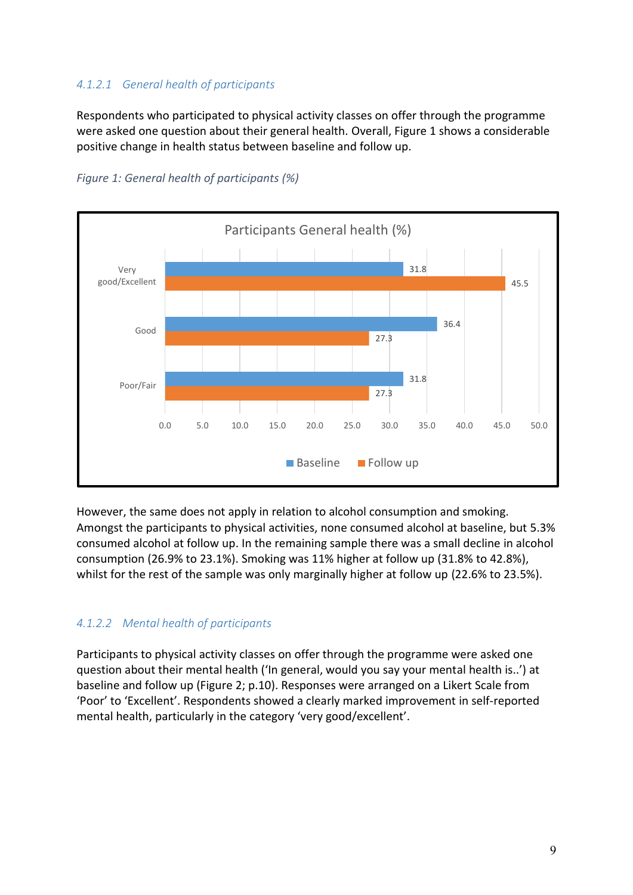#### 4.1.2.1 General health of participants

Respondents who participated to physical activity classes on offer through the programme were asked one question about their general health. Overall, Figure 1 shows a considerable positive change in health status between baseline and follow up.

*Figure 1: General health of participants (%)*

Participants General health (%)

| | Baseline | Follow up |
|---|---|---|
| Very good/Excellent | 31.8 | 45.5 |
| Good | 36.4 | 27.3 |
| Poor/Fair | 31.8 | 27.3 |

However, the same does not apply in relation to alcohol consumption and smoking. Amongst the participants to physical activities, none consumed alcohol at baseline, but 5.3% consumed alcohol at follow up. In the remaining sample there was a small decline in alcohol consumption (26.9% to 23.1%). Smoking was 11% higher at follow up (31.8% to 42.8%), whilst for the rest of the sample was only marginally higher at follow up (22.6% to 23.5%).

#### 4.1.2.2 Mental health of participants

Participants to physical activity classes on offer through the programme were asked one question about their mental health ('In general, would you say your mental health is..') at baseline and follow up (Figure 2; p.10). Responses were arranged on a Likert Scale from 'Poor' to 'Excellent'. Respondents showed a clearly marked improvement in self-reported mental health, particularly in the category 'very good/excellent'.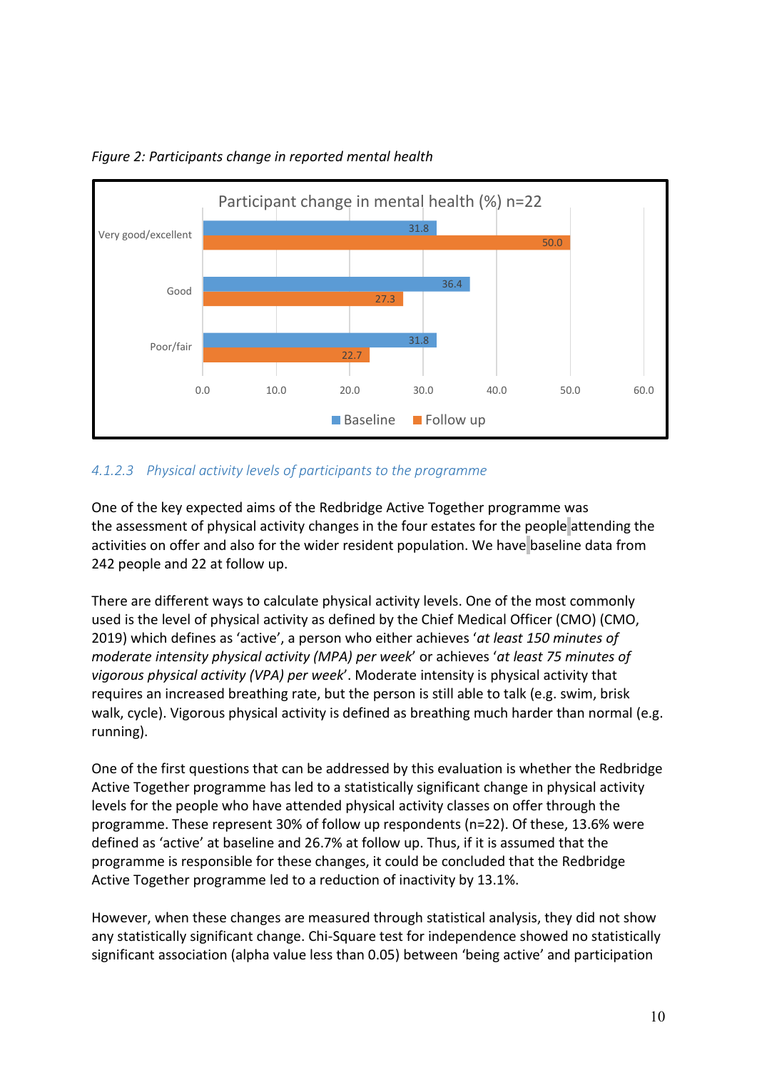*Figure 2: Participants change in reported mental health*

| Participant change in mental health (%) n=22 | Baseline | Follow up |
|---|---|---|
| Very good/excellent | 31.8 | 50.0 |
| Good | 36.4 | 27.3 |
| Poor/fair | 31.8 | 22.7 |

### 4.1.2.3 *Physical activity levels of participants to the programme*

One of the key expected aims of the Redbridge Active Together programme was the assessment of physical activity changes in the four estates for the people attending the activities on offer and also for the wider resident population. We have baseline data from 242 people and 22 at follow up.

There are different ways to calculate physical activity levels. One of the most commonly used is the level of physical activity as defined by the Chief Medical Officer (CMO) (CMO, 2019) which defines as 'active', a person who either achieves '*at least 150 minutes of moderate intensity physical activity (MPA) per week*' or achieves '*at least 75 minutes of vigorous physical activity (VPA) per week*'. Moderate intensity is physical activity that requires an increased breathing rate, but the person is still able to talk (e.g. swim, brisk walk, cycle). Vigorous physical activity is defined as breathing much harder than normal (e.g. running).

One of the first questions that can be addressed by this evaluation is whether the Redbridge Active Together programme has led to a statistically significant change in physical activity levels for the people who have attended physical activity classes on offer through the programme. These represent 30% of follow up respondents (n=22). Of these, 13.6% were defined as 'active' at baseline and 26.7% at follow up. Thus, if it is assumed that the programme is responsible for these changes, it could be concluded that the Redbridge Active Together programme led to a reduction of inactivity by 13.1%.

However, when these changes are measured through statistical analysis, they did not show any statistically significant change. Chi-Square test for independence showed no statistically significant association (alpha value less than 0.05) between 'being active' and participation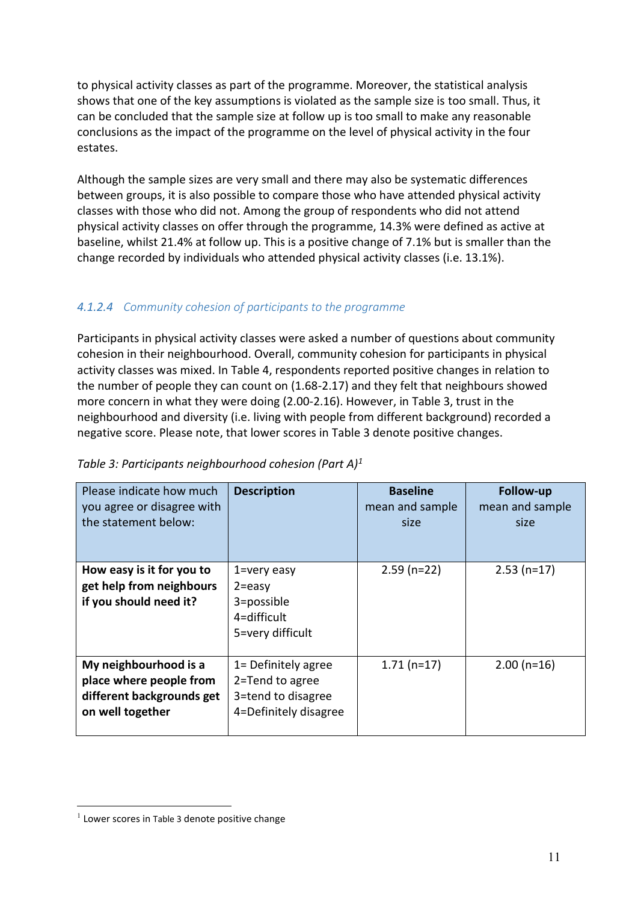to physical activity classes as part of the programme. Moreover, the statistical analysis shows that one of the key assumptions is violated as the sample size is too small. Thus, it can be concluded that the sample size at follow up is too small to make any reasonable conclusions as the impact of the programme on the level of physical activity in the four estates.

Although the sample sizes are very small and there may also be systematic differences between groups, it is also possible to compare those who have attended physical activity classes with those who did not. Among the group of respondents who did not attend physical activity classes on offer through the programme, 14.3% were defined as active at baseline, whilst 21.4% at follow up. This is a positive change of 7.1% but is smaller than the change recorded by individuals who attended physical activity classes (i.e. 13.1%).

#### *4.1.2.4 Community cohesion of participants to the programme*

Participants in physical activity classes were asked a number of questions about community cohesion in their neighbourhood. Overall, community cohesion for participants in physical activity classes was mixed. In Table 4, respondents reported positive changes in relation to the number of people they can count on (1.68-2.17) and they felt that neighbours showed more concern in what they were doing (2.00-2.16). However, in Table 3, trust in the neighbourhood and diversity (i.e. living with people from different background) recorded a negative score. Please note, that lower scores in Table 3 denote positive changes.

*Table 3: Participants neighbourhood cohesion (Part A)*[1]

| Please indicate how much you agree or disagree with the statement below: | **Description** | **Baseline** mean and sample size | **Follow-up** mean and sample size |
|---|---|---|---|
| **How easy is it for you to get help from neighbours if you should need it?** | 1=very easy<br>2=easy<br>3=possible<br>4=difficult<br>5=very difficult | 2.59 (n=22) | 2.53 (n=17) |
| **My neighbourhood is a place where people from different backgrounds get on well together** | 1= Definitely agree<br>2=Tend to agree<br>3=tend to disagree<br>4=Definitely disagree | 1.71 (n=17) | 2.00 (n=16) |

[1] Lower scores in Table 3 denote positive change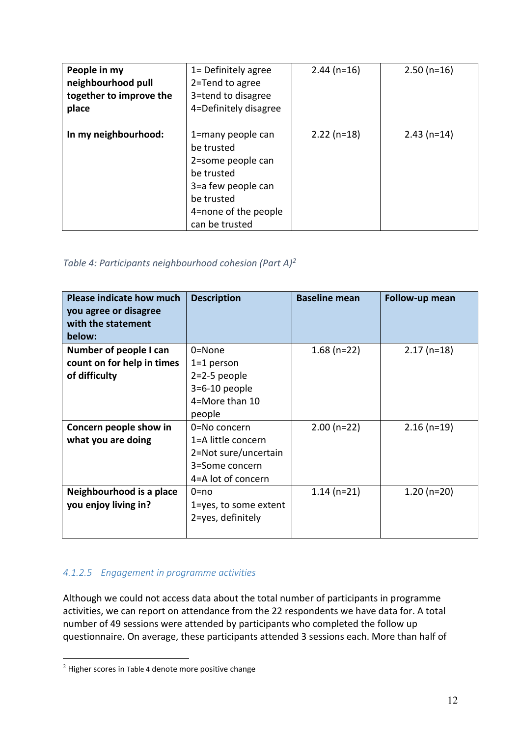| | | | |
|---|---|---|---|
| **People in my neighbourhood pull together to improve the place** | 1= Definitely agree<br>2=Tend to agree<br>3=tend to disagree<br>4=Definitely disagree | 2.44 (n=16) | 2.50 (n=16) |
| **In my neighbourhood:** | 1=many people can be trusted<br>2=some people can be trusted<br>3=a few people can be trusted<br>4=none of the people can be trusted | 2.22 (n=18) | 2.43 (n=14) |

*Table 4: Participants neighbourhood cohesion (Part A)[2]*

| Please indicate how much you agree or disagree with the statement below: | Description | Baseline mean | Follow-up mean |
|---|---|---|---|
| **Number of people I can count on for help in times of difficulty** | 0=None<br>1=1 person<br>2=2-5 people<br>3=6-10 people<br>4=More than 10 people | 1.68 (n=22) | 2.17 (n=18) |
| **Concern people show in what you are doing** | 0=No concern<br>1=A little concern<br>2=Not sure/uncertain<br>3=Some concern<br>4=A lot of concern | 2.00 (n=22) | 2.16 (n=19) |
| **Neighbourhood is a place you enjoy living in?** | 0=no<br>1=yes, to some extent<br>2=yes, definitely | 1.14 (n=21) | 1.20 (n=20) |

#### *4.1.2.5 Engagement in programme activities*

Although we could not access data about the total number of participants in programme activities, we can report on attendance from the 22 respondents we have data for. A total number of 49 sessions were attended by participants who completed the follow up questionnaire. On average, these participants attended 3 sessions each. More than half of

[2] Higher scores in Table 4 denote more positive change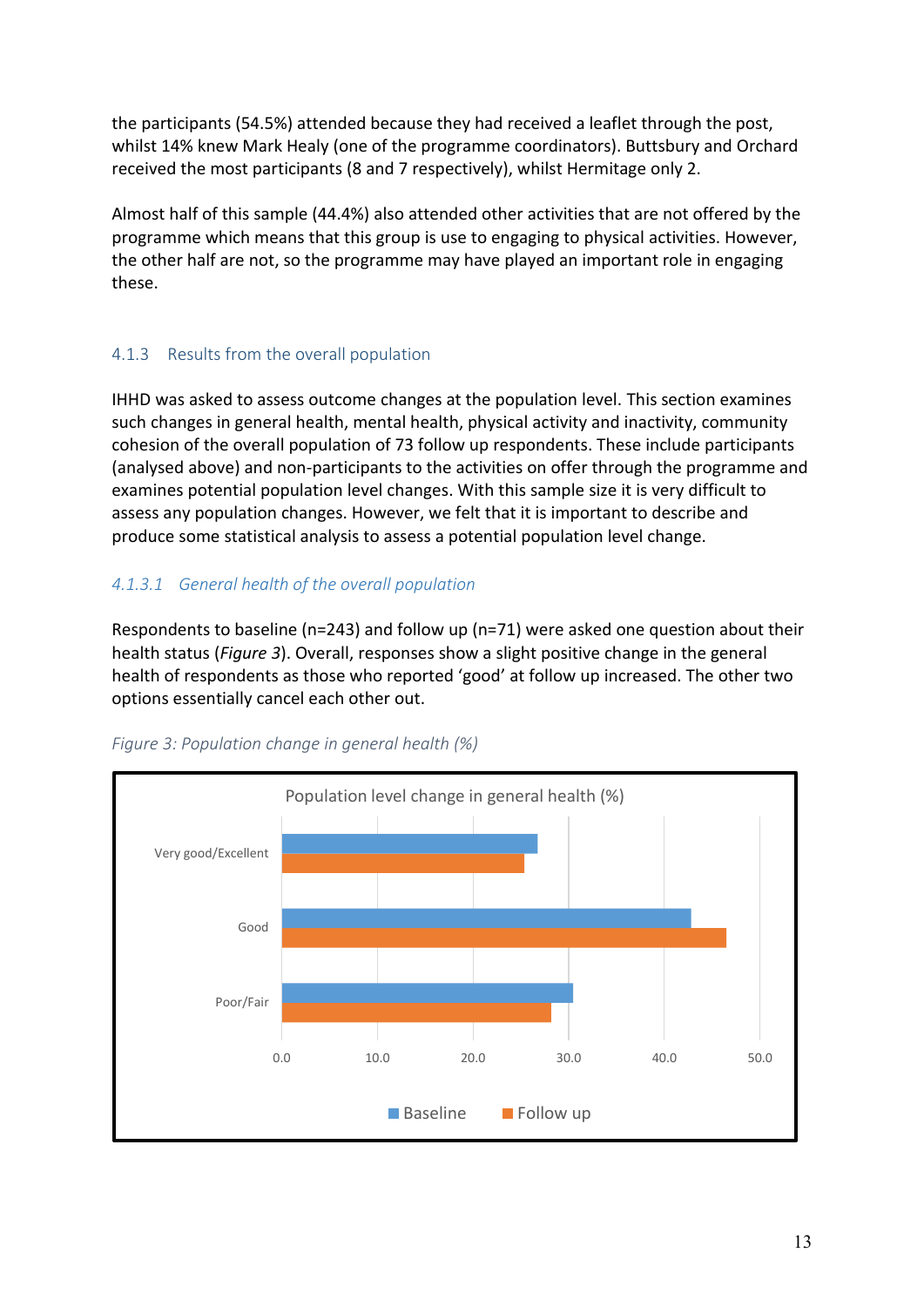the participants (54.5%) attended because they had received a leaflet through the post, whilst 14% knew Mark Healy (one of the programme coordinators). Buttsbury and Orchard received the most participants (8 and 7 respectively), whilst Hermitage only 2.

Almost half of this sample (44.4%) also attended other activities that are not offered by the programme which means that this group is use to engaging to physical activities. However, the other half are not, so the programme may have played an important role in engaging these.

### 4.1.3 Results from the overall population

IHHD was asked to assess outcome changes at the population level. This section examines such changes in general health, mental health, physical activity and inactivity, community cohesion of the overall population of 73 follow up respondents. These include participants (analysed above) and non-participants to the activities on offer through the programme and examines potential population level changes. With this sample size it is very difficult to assess any population changes. However, we felt that it is important to describe and produce some statistical analysis to assess a potential population level change.

#### *4.1.3.1 General health of the overall population*

Respondents to baseline (n=243) and follow up (n=71) were asked one question about their health status (*Figure 3*). Overall, responses show a slight positive change in the general health of respondents as those who reported 'good' at follow up increased. The other two options essentially cancel each other out.

*Figure 3: Population change in general health (%)*

Population level change in general health (%)

| | Baseline | Follow up |
|---|---|---|
| Very good/Excellent | ~26.7 | ~25.3 |
| Good | ~42.7 | ~46.4 |
| Poor/Fair | ~30.4 | ~28.2 |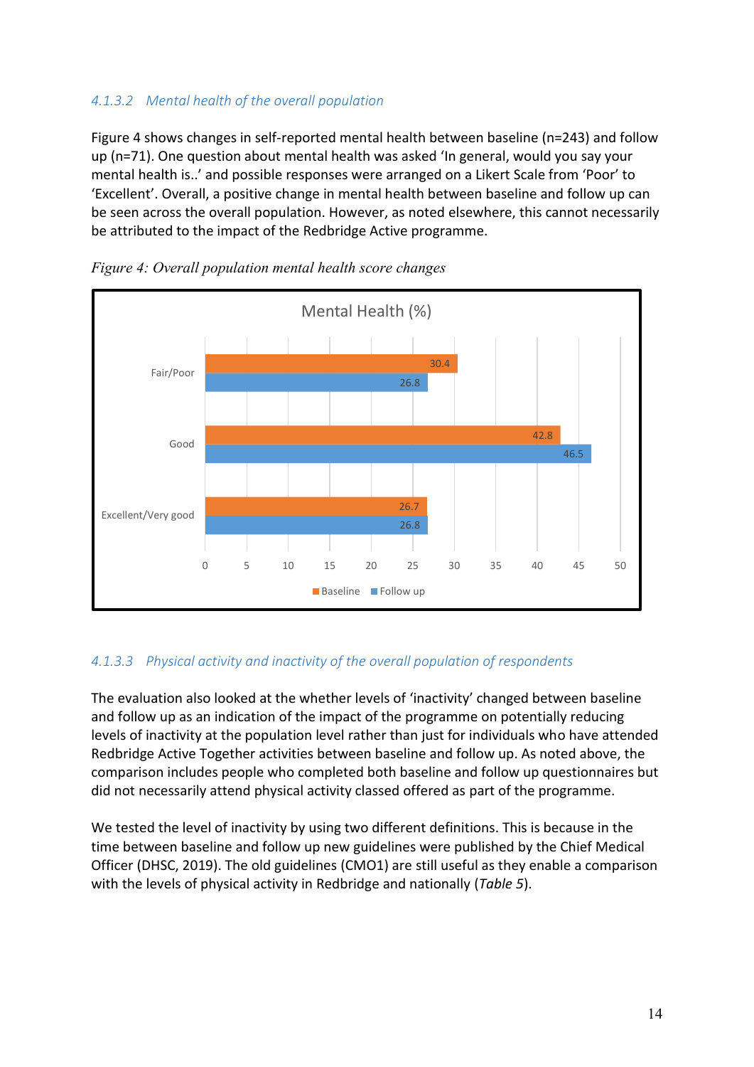#### 4.1.3.2 Mental health of the overall population

Figure 4 shows changes in self-reported mental health between baseline (n=243) and follow up (n=71). One question about mental health was asked 'In general, would you say your mental health is..' and possible responses were arranged on a Likert Scale from 'Poor' to 'Excellent'. Overall, a positive change in mental health between baseline and follow up can be seen across the overall population. However, as noted elsewhere, this cannot necessarily be attributed to the impact of the Redbridge Active programme.

*Figure 4: Overall population mental health score changes*

Mental Health (%)

| | Baseline | Follow up |
|---|---|---|
| Fair/Poor | 30.4 | 26.8 |
| Good | 42.8 | 46.5 |
| Excellent/Very good | 26.7 | 26.8 |

#### 4.1.3.3 Physical activity and inactivity of the overall population of respondents

The evaluation also looked at the whether levels of 'inactivity' changed between baseline and follow up as an indication of the impact of the programme on potentially reducing levels of inactivity at the population level rather than just for individuals who have attended Redbridge Active Together activities between baseline and follow up. As noted above, the comparison includes people who completed both baseline and follow up questionnaires but did not necessarily attend physical activity classed offered as part of the programme.

We tested the level of inactivity by using two different definitions. This is because in the time between baseline and follow up new guidelines were published by the Chief Medical Officer (DHSC, 2019). The old guidelines (CMO1) are still useful as they enable a comparison with the levels of physical activity in Redbridge and nationally (*Table 5*).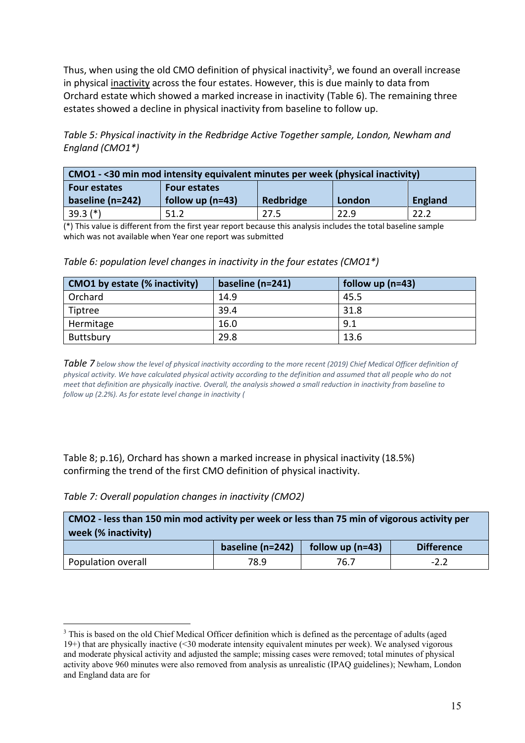Thus, when using the old CMO definition of physical inactivity[3], we found an overall increase in physical inactivity across the four estates. However, this is due mainly to data from Orchard estate which showed a marked increase in inactivity (Table 6). The remaining three estates showed a decline in physical inactivity from baseline to follow up.

*Table 5: Physical inactivity in the Redbridge Active Together sample, London, Newham and England (CMO1*)*

| CMO1 - <30 min mod intensity equivalent minutes per week (physical inactivity) | | | | |
|---|---|---|---|---|
| **Four estates baseline (n=242)** | **Four estates follow up (n=43)** | **Redbridge** | **London** | **England** |
| 39.3 (*) | 51.2 | 27.5 | 22.9 | 22.2 |

(*) This value is different from the first year report because this analysis includes the total baseline sample which was not available when Year one report was submitted

*Table 6: population level changes in inactivity in the four estates (CMO1*)*

| CMO1 by estate (% inactivity) | baseline (n=241) | follow up (n=43) |
|---|---|---|
| Orchard | 14.9 | 45.5 |
| Tiptree | 39.4 | 31.8 |
| Hermitage | 16.0 | 9.1 |
| Buttsbury | 29.8 | 13.6 |

*Table 7 below show the level of physical inactivity according to the more recent (2019) Chief Medical Officer definition of physical activity. We have calculated physical activity according to the definition and assumed that all people who do not meet that definition are physically inactive. Overall, the analysis showed a small reduction in inactivity from baseline to follow up (2.2%). As for estate level change in inactivity (*

Table 8; p.16), Orchard has shown a marked increase in physical inactivity (18.5%) confirming the trend of the first CMO definition of physical inactivity.

*Table 7: Overall population changes in inactivity (CMO2)*

| CMO2 - less than 150 min mod activity per week or less than 75 min of vigorous activity per week (% inactivity) | | | |
|---|---|---|---|
| | **baseline (n=242)** | **follow up (n=43)** | **Difference** |
| Population overall | 78.9 | 76.7 | -2.2 |

[3] This is based on the old Chief Medical Officer definition which is defined as the percentage of adults (aged 19+) that are physically inactive (<30 moderate intensity equivalent minutes per week). We analysed vigorous and moderate physical activity and adjusted the sample; missing cases were removed; total minutes of physical activity above 960 minutes were also removed from analysis as unrealistic (IPAQ guidelines); Newham, London and England data are for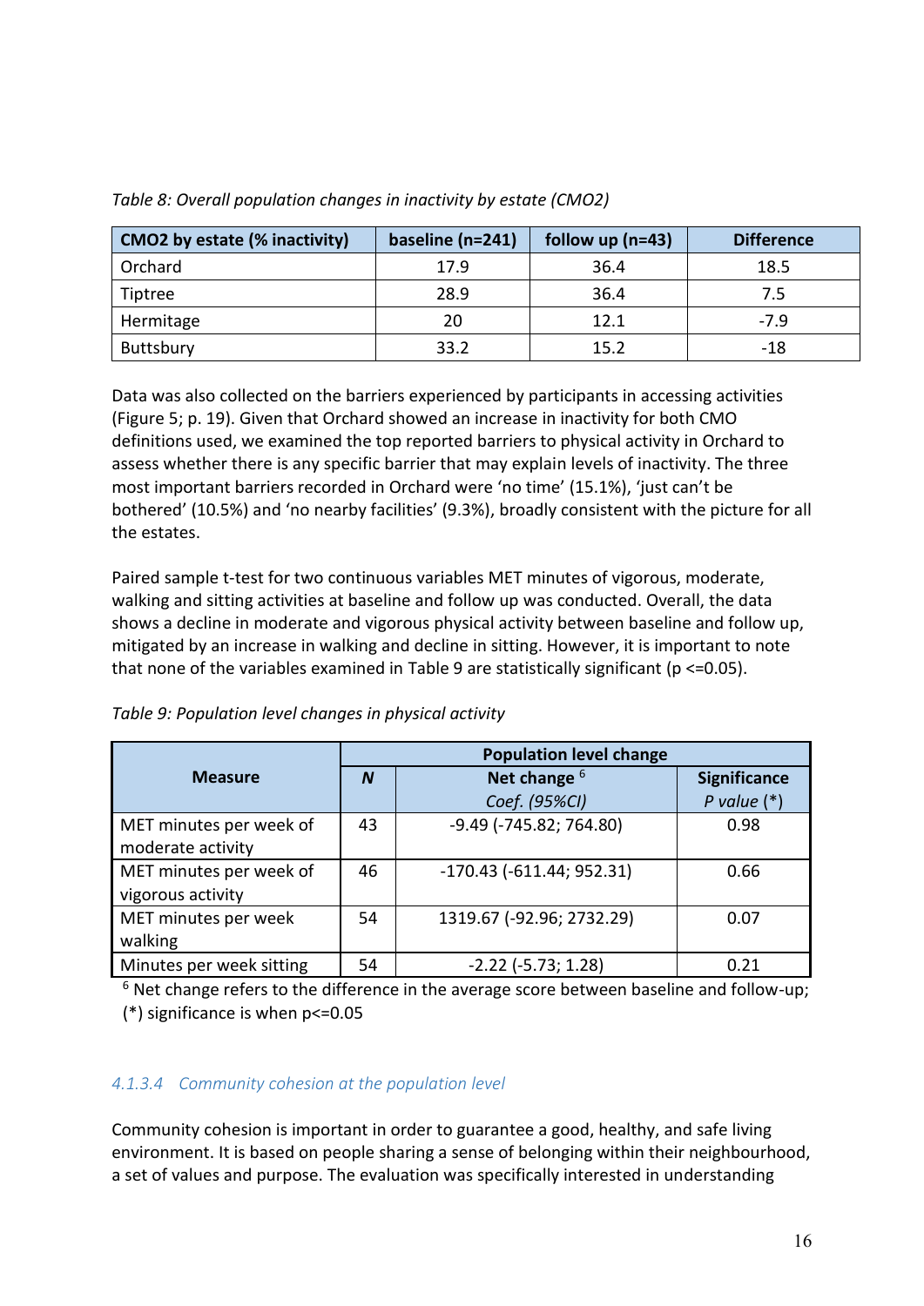*Table 8: Overall population changes in inactivity by estate (CMO2)*

| CMO2 by estate (% inactivity) | baseline (n=241) | follow up (n=43) | Difference |
|---|---|---|---|
| Orchard | 17.9 | 36.4 | 18.5 |
| Tiptree | 28.9 | 36.4 | 7.5 |
| Hermitage | 20 | 12.1 | -7.9 |
| Buttsbury | 33.2 | 15.2 | -18 |

Data was also collected on the barriers experienced by participants in accessing activities (Figure 5; p. 19). Given that Orchard showed an increase in inactivity for both CMO definitions used, we examined the top reported barriers to physical activity in Orchard to assess whether there is any specific barrier that may explain levels of inactivity. The three most important barriers recorded in Orchard were 'no time' (15.1%), 'just can't be bothered' (10.5%) and 'no nearby facilities' (9.3%), broadly consistent with the picture for all the estates.

Paired sample t-test for two continuous variables MET minutes of vigorous, moderate, walking and sitting activities at baseline and follow up was conducted. Overall, the data shows a decline in moderate and vigorous physical activity between baseline and follow up, mitigated by an increase in walking and decline in sitting. However, it is important to note that none of the variables examined in Table 9 are statistically significant ($p <= 0.05$).

*Table 9: Population level changes in physical activity*

| Measure | Population level change | | |
|---|---|---|---|
| | ***N*** | **Net change** [6] *Coef. (95%CI)* | **Significance** *P value* (*) |
| MET minutes per week of moderate activity | 43 | -9.49 (-745.82; 764.80) | 0.98 |
| MET minutes per week of vigorous activity | 46 | -170.43 (-611.44; 952.31) | 0.66 |
| MET minutes per week walking | 54 | 1319.67 (-92.96; 2732.29) | 0.07 |
| Minutes per week sitting | 54 | -2.22 (-5.73; 1.28) | 0.21 |

[6] Net change refers to the difference in the average score between baseline and follow-up; (*) significance is when $p<=0.05$

#### *4.1.3.4 Community cohesion at the population level*

Community cohesion is important in order to guarantee a good, healthy, and safe living environment. It is based on people sharing a sense of belonging within their neighbourhood, a set of values and purpose. The evaluation was specifically interested in understanding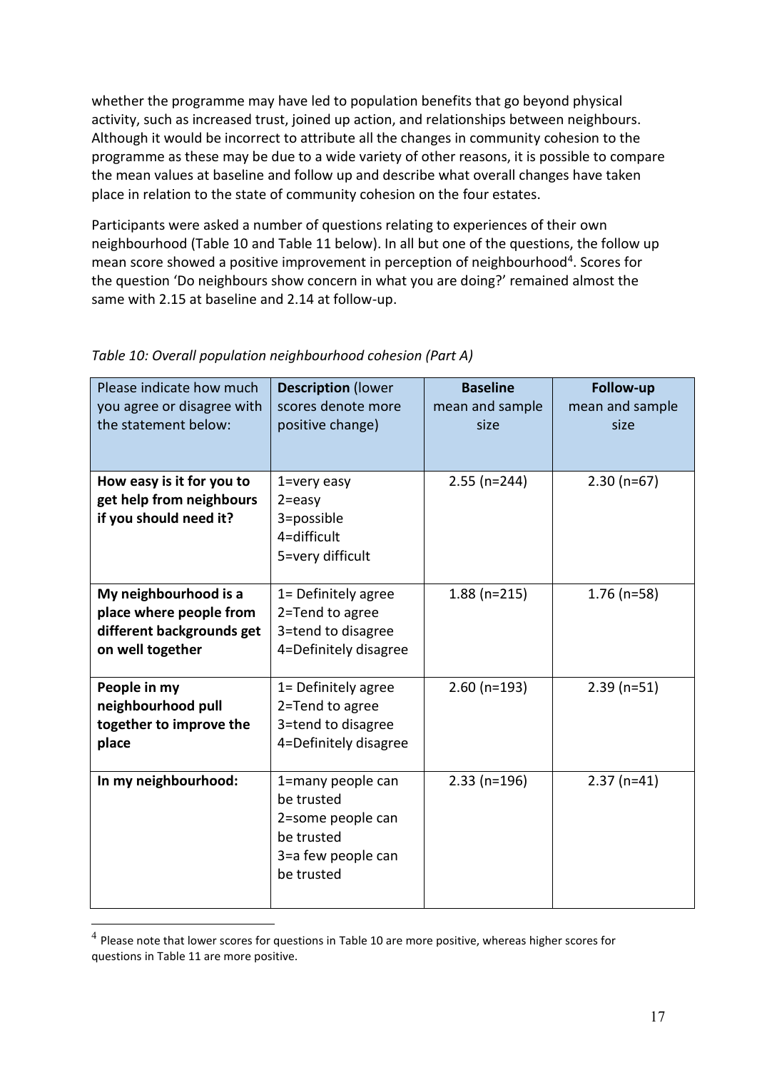whether the programme may have led to population benefits that go beyond physical activity, such as increased trust, joined up action, and relationships between neighbours. Although it would be incorrect to attribute all the changes in community cohesion to the programme as these may be due to a wide variety of other reasons, it is possible to compare the mean values at baseline and follow up and describe what overall changes have taken place in relation to the state of community cohesion on the four estates.

Participants were asked a number of questions relating to experiences of their own neighbourhood (Table 10 and Table 11 below). In all but one of the questions, the follow up mean score showed a positive improvement in perception of neighbourhood[4]. Scores for the question 'Do neighbours show concern in what you are doing?' remained almost the same with 2.15 at baseline and 2.14 at follow-up.

*Table 10: Overall population neighbourhood cohesion (Part A)*

| Please indicate how much you agree or disagree with the statement below: | **Description** (lower scores denote more positive change) | **Baseline** mean and sample size | **Follow-up** mean and sample size |
|---|---|---|---|
| **How easy is it for you to get help from neighbours if you should need it?** | 1=very easy<br>2=easy<br>3=possible<br>4=difficult<br>5=very difficult | 2.55 (n=244) | 2.30 (n=67) |
| **My neighbourhood is a place where people from different backgrounds get on well together** | 1= Definitely agree<br>2=Tend to agree<br>3=tend to disagree<br>4=Definitely disagree | 1.88 (n=215) | 1.76 (n=58) |
| **People in my neighbourhood pull together to improve the place** | 1= Definitely agree<br>2=Tend to agree<br>3=tend to disagree<br>4=Definitely disagree | 2.60 (n=193) | 2.39 (n=51) |
| **In my neighbourhood:** | 1=many people can be trusted<br>2=some people can be trusted<br>3=a few people can be trusted | 2.33 (n=196) | 2.37 (n=41) |

[4] Please note that lower scores for questions in Table 10 are more positive, whereas higher scores for questions in Table 11 are more positive.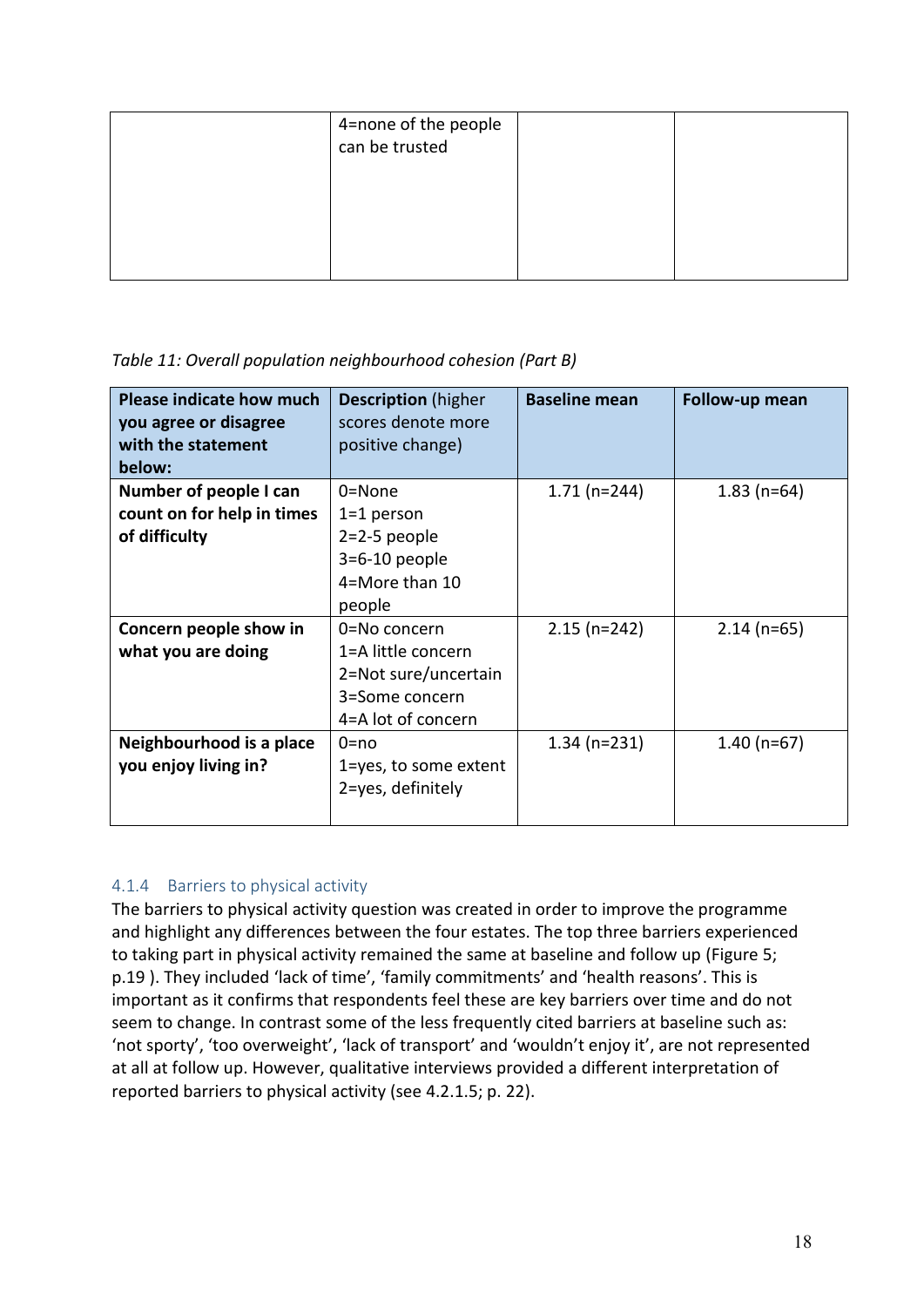| | 4=none of the people can be trusted | | |
|---|---|---|---|

*Table 11: Overall population neighbourhood cohesion (Part B)*

| **Please indicate how much you agree or disagree with the statement below:** | **Description** (higher scores denote more positive change) | **Baseline mean** | **Follow-up mean** |
|---|---|---|---|
| **Number of people I can count on for help in times of difficulty** | 0=None<br>1=1 person<br>2=2-5 people<br>3=6-10 people<br>4=More than 10 people | 1.71 (n=244) | 1.83 (n=64) |
| **Concern people show in what you are doing** | 0=No concern<br>1=A little concern<br>2=Not sure/uncertain<br>3=Some concern<br>4=A lot of concern | 2.15 (n=242) | 2.14 (n=65) |
| **Neighbourhood is a place you enjoy living in?** | 0=no<br>1=yes, to some extent<br>2=yes, definitely | 1.34 (n=231) | 1.40 (n=67) |

### 4.1.4 Barriers to physical activity

The barriers to physical activity question was created in order to improve the programme and highlight any differences between the four estates. The top three barriers experienced to taking part in physical activity remained the same at baseline and follow up (Figure 5; p.19 ). They included 'lack of time', 'family commitments' and 'health reasons'. This is important as it confirms that respondents feel these are key barriers over time and do not seem to change. In contrast some of the less frequently cited barriers at baseline such as: 'not sporty', 'too overweight', 'lack of transport' and 'wouldn't enjoy it', are not represented at all at follow up. However, qualitative interviews provided a different interpretation of reported barriers to physical activity (see 4.2.1.5; p. 22).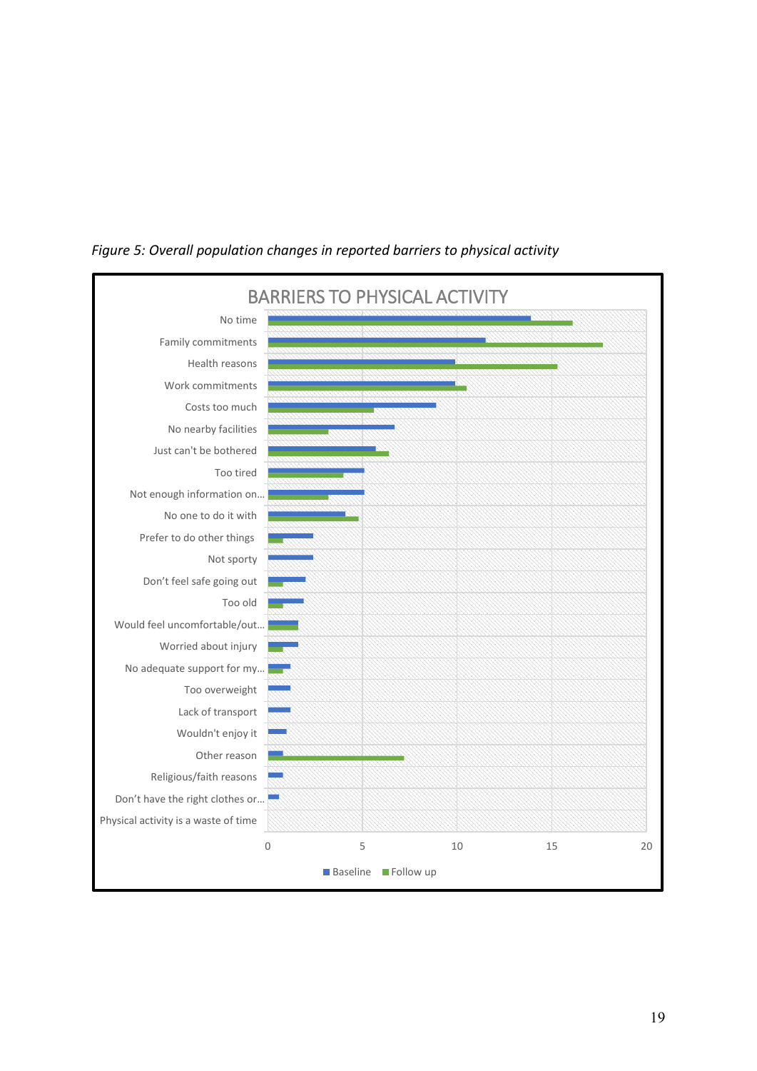*Figure 5: Overall population changes in reported barriers to physical activity*

BARRIERS TO PHYSICAL ACTIVITY

No time
Family commitments
Health reasons
Work commitments
Costs too much
No nearby facilities
Just can't be bothered
Too tired
Not enough information on...
No one to do it with
Prefer to do other things
Not sporty
Don't feel safe going out
Too old
Would feel uncomfortable/out...
Worried about injury
No adequate support for my...
Too overweight
Lack of transport
Wouldn't enjoy it
Other reason
Religious/faith reasons
Don't have the right clothes or...
Physical activity is a waste of time

0 5 10 15 20

Baseline Follow up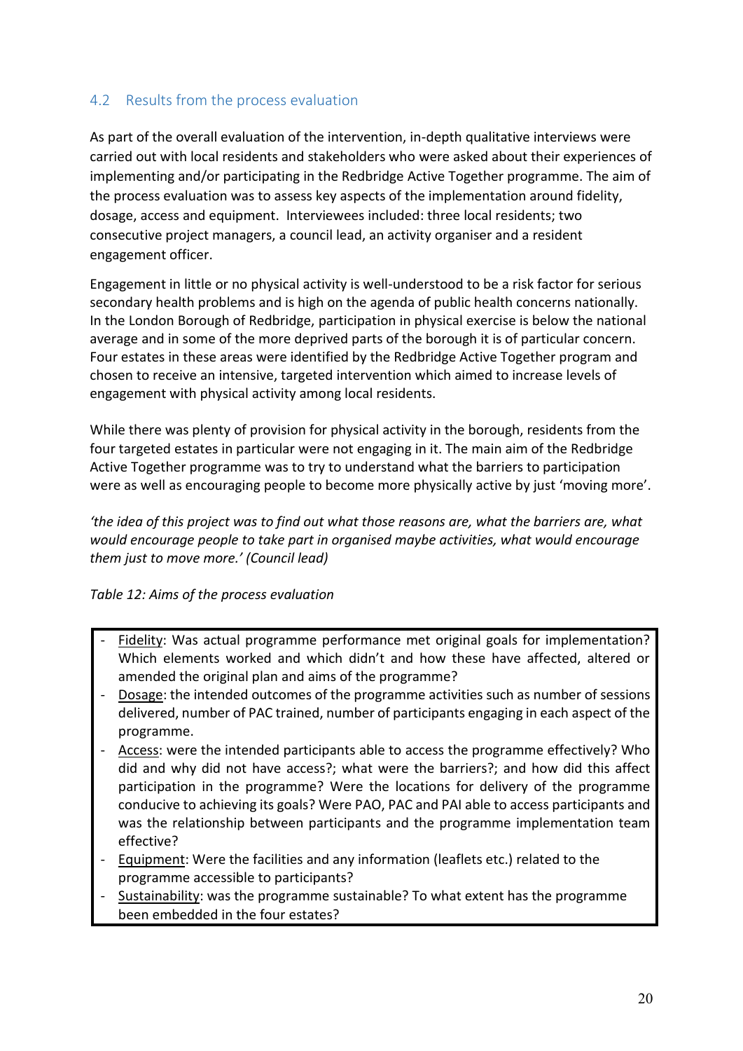### 4.2 Results from the process evaluation

As part of the overall evaluation of the intervention, in-depth qualitative interviews were carried out with local residents and stakeholders who were asked about their experiences of implementing and/or participating in the Redbridge Active Together programme. The aim of the process evaluation was to assess key aspects of the implementation around fidelity, dosage, access and equipment. Interviewees included: three local residents; two consecutive project managers, a council lead, an activity organiser and a resident engagement officer.

Engagement in little or no physical activity is well-understood to be a risk factor for serious secondary health problems and is high on the agenda of public health concerns nationally. In the London Borough of Redbridge, participation in physical exercise is below the national average and in some of the more deprived parts of the borough it is of particular concern. Four estates in these areas were identified by the Redbridge Active Together program and chosen to receive an intensive, targeted intervention which aimed to increase levels of engagement with physical activity among local residents.

While there was plenty of provision for physical activity in the borough, residents from the four targeted estates in particular were not engaging in it. The main aim of the Redbridge Active Together programme was to try to understand what the barriers to participation were as well as encouraging people to become more physically active by just 'moving more'.

*'the idea of this project was to find out what those reasons are, what the barriers are, what would encourage people to take part in organised maybe activities, what would encourage them just to move more.' (Council lead)*

*Table 12: Aims of the process evaluation*

- Fidelity: Was actual programme performance met original goals for implementation? Which elements worked and which didn't and how these have affected, altered or amended the original plan and aims of the programme?
- Dosage: the intended outcomes of the programme activities such as number of sessions delivered, number of PAC trained, number of participants engaging in each aspect of the programme.
- Access: were the intended participants able to access the programme effectively? Who did and why did not have access?; what were the barriers?; and how did this affect participation in the programme? Were the locations for delivery of the programme conducive to achieving its goals? Were PAO, PAC and PAI able to access participants and was the relationship between participants and the programme implementation team effective?
- Equipment: Were the facilities and any information (leaflets etc.) related to the programme accessible to participants?
- Sustainability: was the programme sustainable? To what extent has the programme been embedded in the four estates?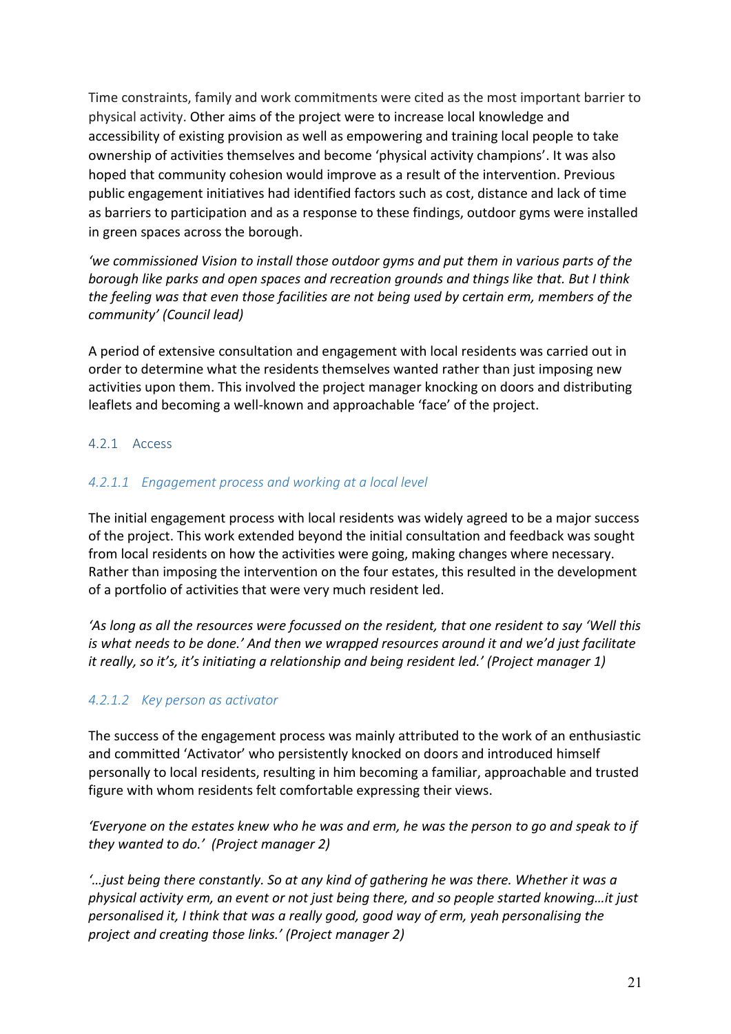Time constraints, family and work commitments were cited as the most important barrier to physical activity. Other aims of the project were to increase local knowledge and accessibility of existing provision as well as empowering and training local people to take ownership of activities themselves and become 'physical activity champions'. It was also hoped that community cohesion would improve as a result of the intervention. Previous public engagement initiatives had identified factors such as cost, distance and lack of time as barriers to participation and as a response to these findings, outdoor gyms were installed in green spaces across the borough.

*'we commissioned Vision to install those outdoor gyms and put them in various parts of the borough like parks and open spaces and recreation grounds and things like that. But I think the feeling was that even those facilities are not being used by certain erm, members of the community' (Council lead)*

A period of extensive consultation and engagement with local residents was carried out in order to determine what the residents themselves wanted rather than just imposing new activities upon them. This involved the project manager knocking on doors and distributing leaflets and becoming a well-known and approachable 'face' of the project.

### 4.2.1 Access

#### *4.2.1.1 Engagement process and working at a local level*

The initial engagement process with local residents was widely agreed to be a major success of the project. This work extended beyond the initial consultation and feedback was sought from local residents on how the activities were going, making changes where necessary. Rather than imposing the intervention on the four estates, this resulted in the development of a portfolio of activities that were very much resident led.

*'As long as all the resources were focussed on the resident, that one resident to say 'Well this is what needs to be done.' And then we wrapped resources around it and we'd just facilitate it really, so it's, it's initiating a relationship and being resident led.' (Project manager 1)*

#### *4.2.1.2 Key person as activator*

The success of the engagement process was mainly attributed to the work of an enthusiastic and committed 'Activator' who persistently knocked on doors and introduced himself personally to local residents, resulting in him becoming a familiar, approachable and trusted figure with whom residents felt comfortable expressing their views.

*'Everyone on the estates knew who he was and erm, he was the person to go and speak to if they wanted to do.' (Project manager 2)*

*'…just being there constantly. So at any kind of gathering he was there. Whether it was a physical activity erm, an event or not just being there, and so people started knowing…it just personalised it, I think that was a really good, good way of erm, yeah personalising the project and creating those links.' (Project manager 2)*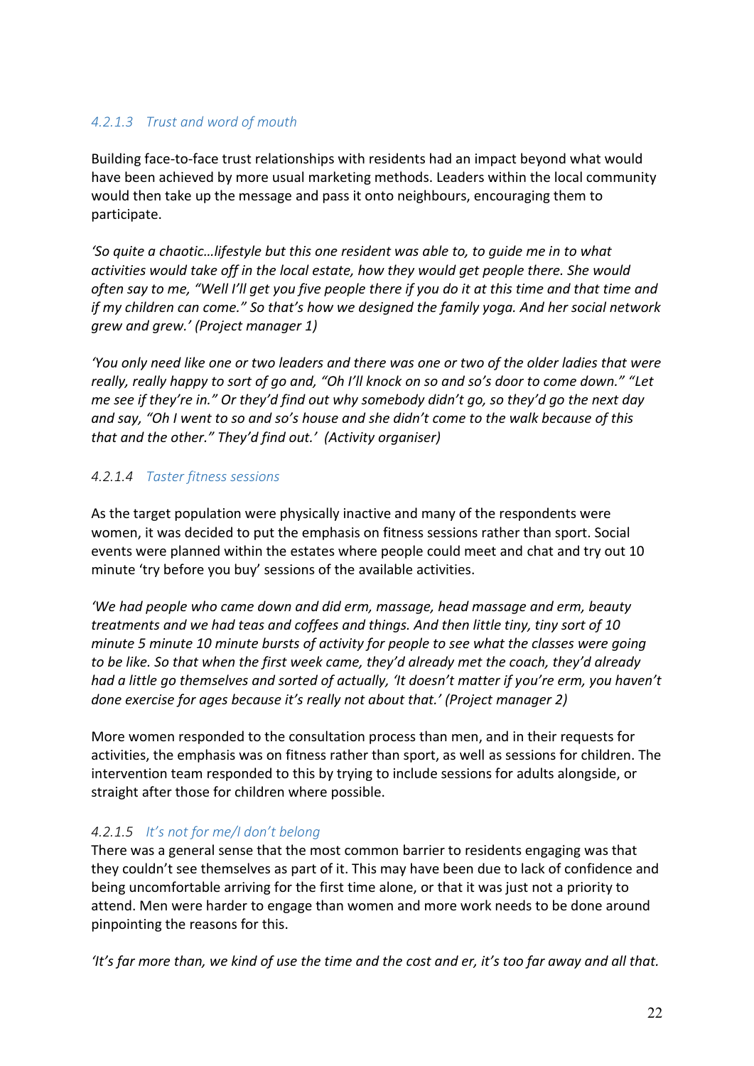#### *4.2.1.3 Trust and word of mouth*

Building face-to-face trust relationships with residents had an impact beyond what would have been achieved by more usual marketing methods. Leaders within the local community would then take up the message and pass it onto neighbours, encouraging them to participate.

*'So quite a chaotic…lifestyle but this one resident was able to, to guide me in to what activities would take off in the local estate, how they would get people there. She would often say to me, "Well I'll get you five people there if you do it at this time and that time and if my children can come." So that's how we designed the family yoga. And her social network grew and grew.' (Project manager 1)*

*'You only need like one or two leaders and there was one or two of the older ladies that were really, really happy to sort of go and, "Oh I'll knock on so and so's door to come down." "Let me see if they're in." Or they'd find out why somebody didn't go, so they'd go the next day and say, "Oh I went to so and so's house and she didn't come to the walk because of this that and the other." They'd find out.' (Activity organiser)*

#### *4.2.1.4 Taster fitness sessions*

As the target population were physically inactive and many of the respondents were women, it was decided to put the emphasis on fitness sessions rather than sport. Social events were planned within the estates where people could meet and chat and try out 10 minute 'try before you buy' sessions of the available activities.

*'We had people who came down and did erm, massage, head massage and erm, beauty treatments and we had teas and coffees and things. And then little tiny, tiny sort of 10 minute 5 minute 10 minute bursts of activity for people to see what the classes were going to be like. So that when the first week came, they'd already met the coach, they'd already had a little go themselves and sorted of actually, 'It doesn't matter if you're erm, you haven't done exercise for ages because it's really not about that.' (Project manager 2)*

More women responded to the consultation process than men, and in their requests for activities, the emphasis was on fitness rather than sport, as well as sessions for children. The intervention team responded to this by trying to include sessions for adults alongside, or straight after those for children where possible.

#### *4.2.1.5 It's not for me/I don't belong*

There was a general sense that the most common barrier to residents engaging was that they couldn't see themselves as part of it. This may have been due to lack of confidence and being uncomfortable arriving for the first time alone, or that it was just not a priority to attend. Men were harder to engage than women and more work needs to be done around pinpointing the reasons for this.

*'It's far more than, we kind of use the time and the cost and er, it's too far away and all that.*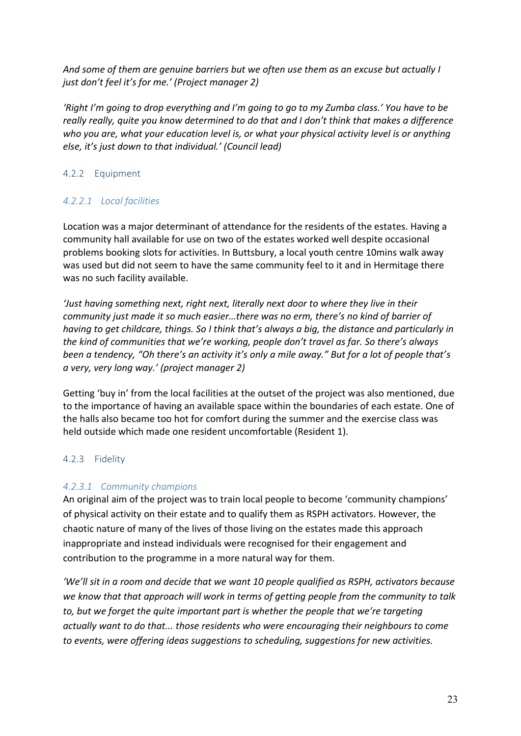*And some of them are genuine barriers but we often use them as an excuse but actually I just don't feel it's for me.' (Project manager 2)*

*'Right I'm going to drop everything and I'm going to go to my Zumba class.' You have to be really really, quite you know determined to do that and I don't think that makes a difference who you are, what your education level is, or what your physical activity level is or anything else, it's just down to that individual.' (Council lead)*

### 4.2.2 Equipment

#### *4.2.2.1 Local facilities*

Location was a major determinant of attendance for the residents of the estates. Having a community hall available for use on two of the estates worked well despite occasional problems booking slots for activities. In Buttsbury, a local youth centre 10mins walk away was used but did not seem to have the same community feel to it and in Hermitage there was no such facility available.

*'Just having something next, right next, literally next door to where they live in their community just made it so much easier…there was no erm, there's no kind of barrier of having to get childcare, things. So I think that's always a big, the distance and particularly in the kind of communities that we're working, people don't travel as far. So there's always been a tendency, "Oh there's an activity it's only a mile away." But for a lot of people that's a very, very long way.' (project manager 2)*

Getting 'buy in' from the local facilities at the outset of the project was also mentioned, due to the importance of having an available space within the boundaries of each estate. One of the halls also became too hot for comfort during the summer and the exercise class was held outside which made one resident uncomfortable (Resident 1).

### 4.2.3 Fidelity

#### *4.2.3.1 Community champions*

An original aim of the project was to train local people to become 'community champions' of physical activity on their estate and to qualify them as RSPH activators. However, the chaotic nature of many of the lives of those living on the estates made this approach inappropriate and instead individuals were recognised for their engagement and contribution to the programme in a more natural way for them.

*'We'll sit in a room and decide that we want 10 people qualified as RSPH, activators because we know that that approach will work in terms of getting people from the community to talk to, but we forget the quite important part is whether the people that we're targeting actually want to do that... those residents who were encouraging their neighbours to come to events, were offering ideas suggestions to scheduling, suggestions for new activities.*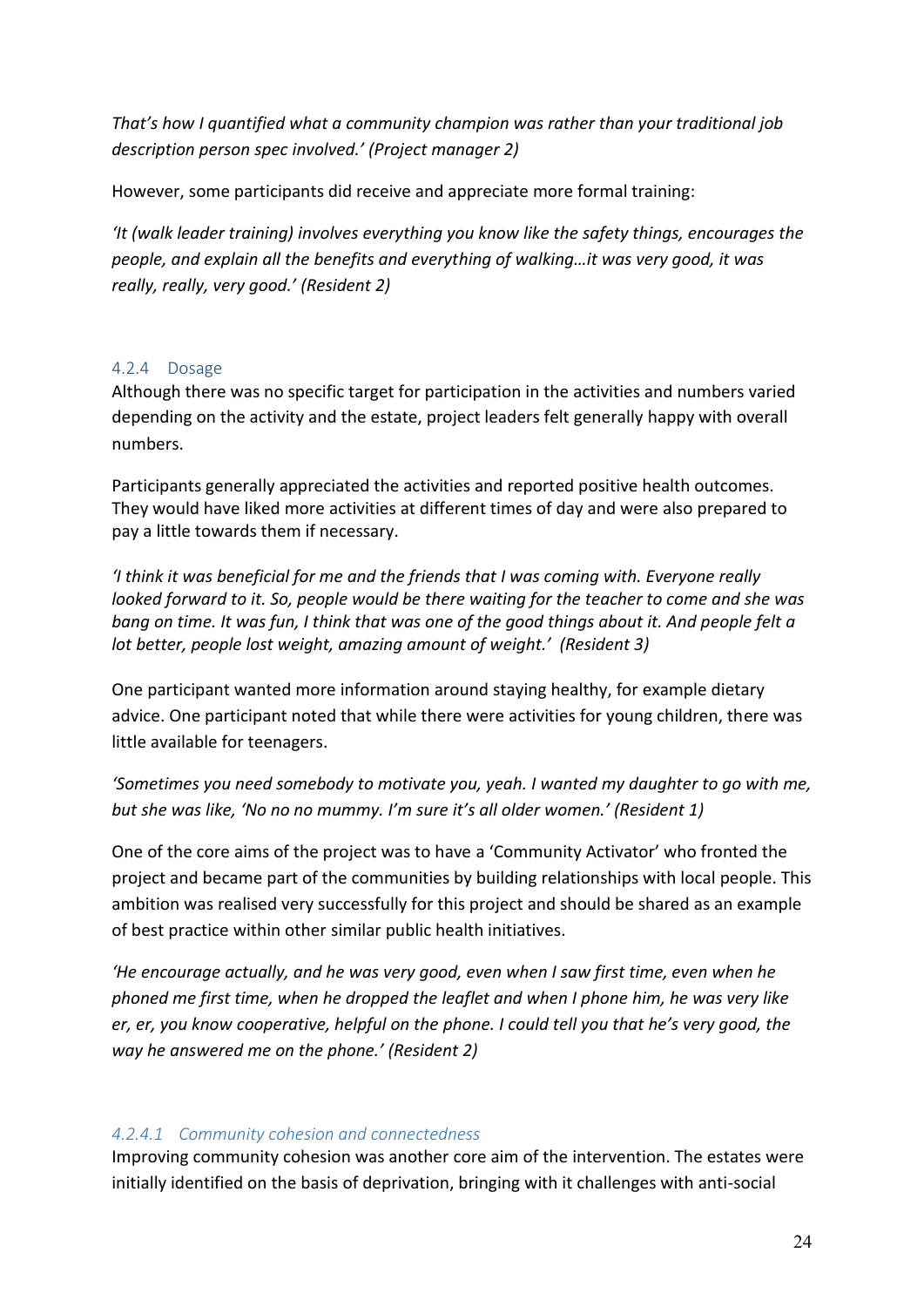*That's how I quantified what a community champion was rather than your traditional job description person spec involved.' (Project manager 2)*

However, some participants did receive and appreciate more formal training:

*'It (walk leader training) involves everything you know like the safety things, encourages the people, and explain all the benefits and everything of walking…it was very good, it was really, really, very good.' (Resident 2)*

### 4.2.4 Dosage

Although there was no specific target for participation in the activities and numbers varied depending on the activity and the estate, project leaders felt generally happy with overall numbers.

Participants generally appreciated the activities and reported positive health outcomes. They would have liked more activities at different times of day and were also prepared to pay a little towards them if necessary.

*'I think it was beneficial for me and the friends that I was coming with. Everyone really looked forward to it. So, people would be there waiting for the teacher to come and she was bang on time. It was fun, I think that was one of the good things about it. And people felt a lot better, people lost weight, amazing amount of weight.' (Resident 3)*

One participant wanted more information around staying healthy, for example dietary advice. One participant noted that while there were activities for young children, there was little available for teenagers.

*'Sometimes you need somebody to motivate you, yeah. I wanted my daughter to go with me, but she was like, 'No no no mummy. I'm sure it's all older women.' (Resident 1)*

One of the core aims of the project was to have a 'Community Activator' who fronted the project and became part of the communities by building relationships with local people. This ambition was realised very successfully for this project and should be shared as an example of best practice within other similar public health initiatives.

*'He encourage actually, and he was very good, even when I saw first time, even when he phoned me first time, when he dropped the leaflet and when I phone him, he was very like er, er, you know cooperative, helpful on the phone. I could tell you that he's very good, the way he answered me on the phone.' (Resident 2)*

#### *4.2.4.1 Community cohesion and connectedness*

Improving community cohesion was another core aim of the intervention. The estates were initially identified on the basis of deprivation, bringing with it challenges with anti-social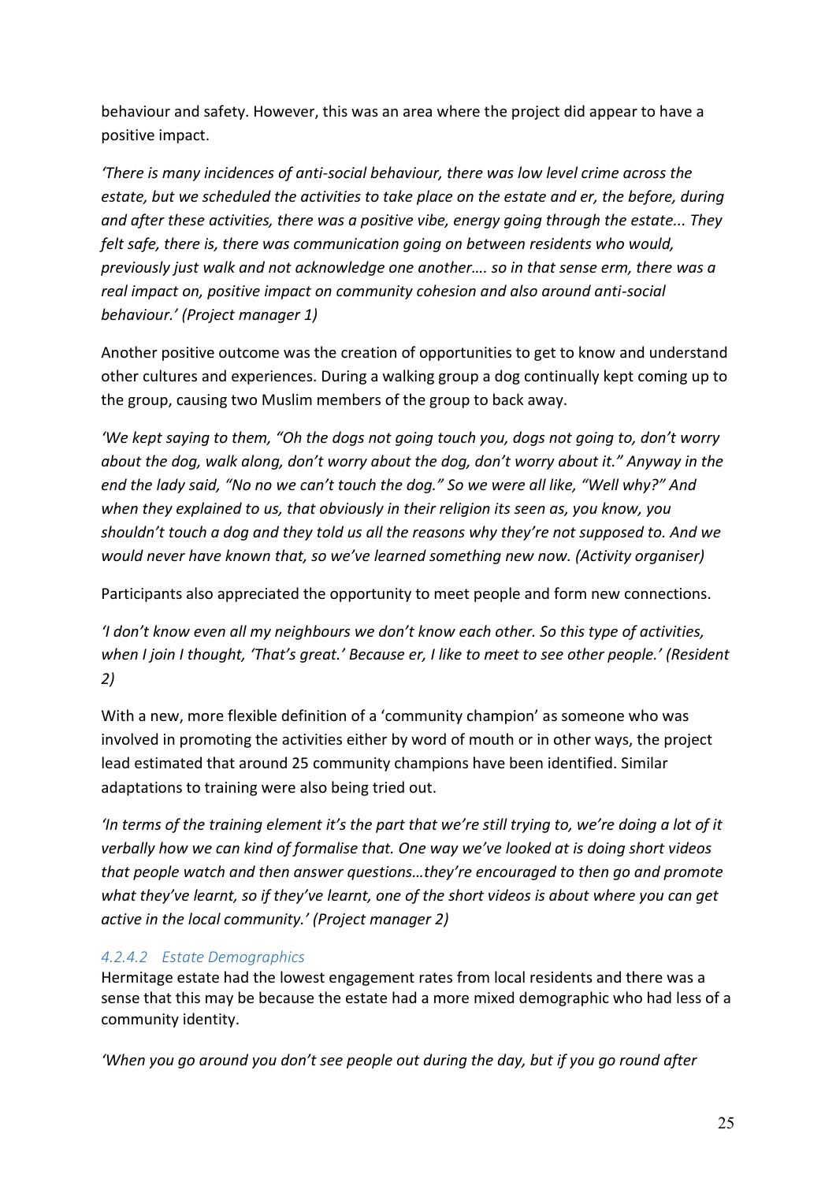behaviour and safety. However, this was an area where the project did appear to have a positive impact.

*'There is many incidences of anti-social behaviour, there was low level crime across the estate, but we scheduled the activities to take place on the estate and er, the before, during and after these activities, there was a positive vibe, energy going through the estate... They felt safe, there is, there was communication going on between residents who would, previously just walk and not acknowledge one another…. so in that sense erm, there was a real impact on, positive impact on community cohesion and also around anti-social behaviour.' (Project manager 1)*

Another positive outcome was the creation of opportunities to get to know and understand other cultures and experiences. During a walking group a dog continually kept coming up to the group, causing two Muslim members of the group to back away.

*'We kept saying to them, "Oh the dogs not going touch you, dogs not going to, don't worry about the dog, walk along, don't worry about the dog, don't worry about it." Anyway in the end the lady said, "No no we can't touch the dog." So we were all like, "Well why?" And when they explained to us, that obviously in their religion its seen as, you know, you shouldn't touch a dog and they told us all the reasons why they're not supposed to. And we would never have known that, so we've learned something new now. (Activity organiser)*

Participants also appreciated the opportunity to meet people and form new connections.

*'I don't know even all my neighbours we don't know each other. So this type of activities, when I join I thought, 'That's great.' Because er, I like to meet to see other people.' (Resident 2)*

With a new, more flexible definition of a 'community champion' as someone who was involved in promoting the activities either by word of mouth or in other ways, the project lead estimated that around 25 community champions have been identified. Similar adaptations to training were also being tried out.

*'In terms of the training element it's the part that we're still trying to, we're doing a lot of it verbally how we can kind of formalise that. One way we've looked at is doing short videos that people watch and then answer questions…they're encouraged to then go and promote what they've learnt, so if they've learnt, one of the short videos is about where you can get active in the local community.' (Project manager 2)*

#### *4.2.4.2 Estate Demographics*

Hermitage estate had the lowest engagement rates from local residents and there was a sense that this may be because the estate had a more mixed demographic who had less of a community identity.

*'When you go around you don't see people out during the day, but if you go round after*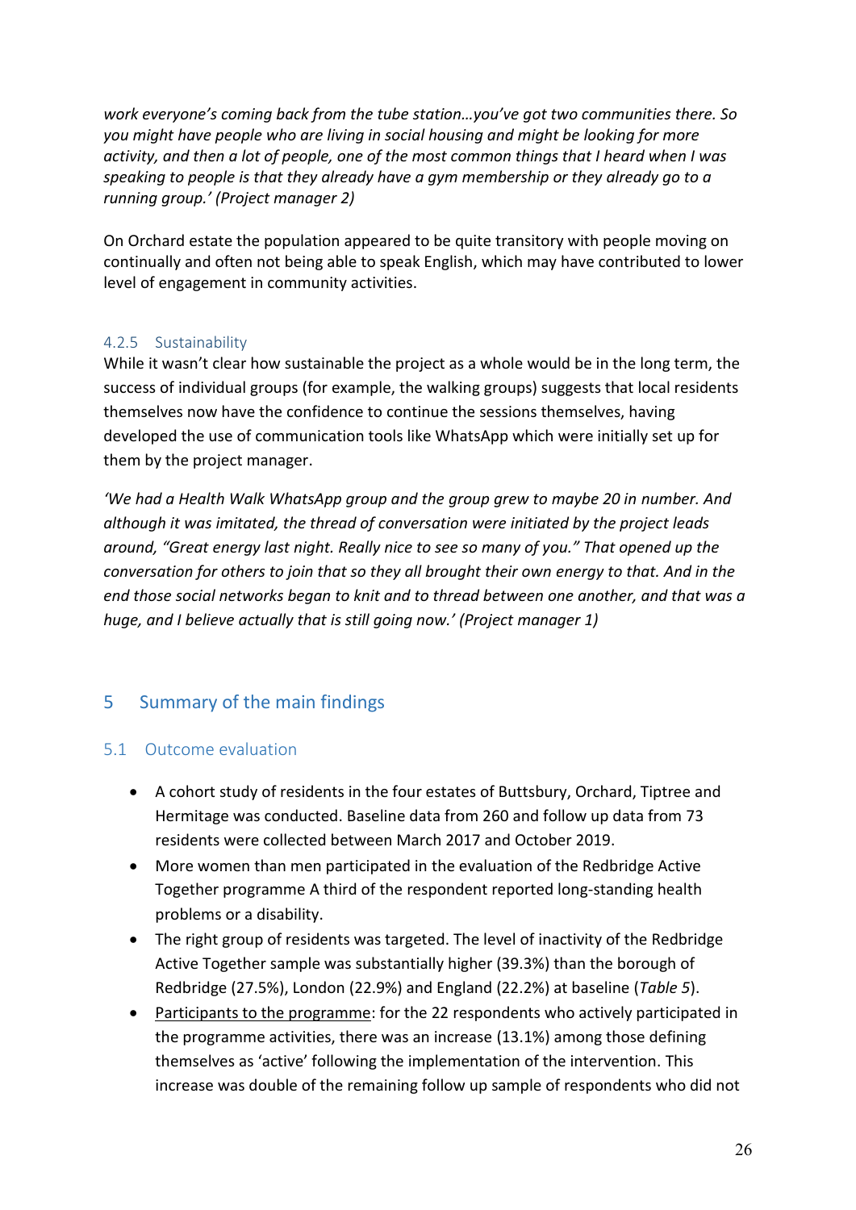*work everyone's coming back from the tube station…you've got two communities there. So you might have people who are living in social housing and might be looking for more activity, and then a lot of people, one of the most common things that I heard when I was speaking to people is that they already have a gym membership or they already go to a running group.' (Project manager 2)*

On Orchard estate the population appeared to be quite transitory with people moving on continually and often not being able to speak English, which may have contributed to lower level of engagement in community activities.

### 4.2.5 Sustainability

While it wasn't clear how sustainable the project as a whole would be in the long term, the success of individual groups (for example, the walking groups) suggests that local residents themselves now have the confidence to continue the sessions themselves, having developed the use of communication tools like WhatsApp which were initially set up for them by the project manager.

*'We had a Health Walk WhatsApp group and the group grew to maybe 20 in number. And although it was imitated, the thread of conversation were initiated by the project leads around, "Great energy last night. Really nice to see so many of you." That opened up the conversation for others to join that so they all brought their own energy to that. And in the end those social networks began to knit and to thread between one another, and that was a huge, and I believe actually that is still going now.' (Project manager 1)*

## 5 Summary of the main findings

### 5.1 Outcome evaluation

- A cohort study of residents in the four estates of Buttsbury, Orchard, Tiptree and Hermitage was conducted. Baseline data from 260 and follow up data from 73 residents were collected between March 2017 and October 2019.
- More women than men participated in the evaluation of the Redbridge Active Together programme A third of the respondent reported long-standing health problems or a disability.
- The right group of residents was targeted. The level of inactivity of the Redbridge Active Together sample was substantially higher (39.3%) than the borough of Redbridge (27.5%), London (22.9%) and England (22.2%) at baseline (*Table 5*).
- Participants to the programme: for the 22 respondents who actively participated in the programme activities, there was an increase (13.1%) among those defining themselves as 'active' following the implementation of the intervention. This increase was double of the remaining follow up sample of respondents who did not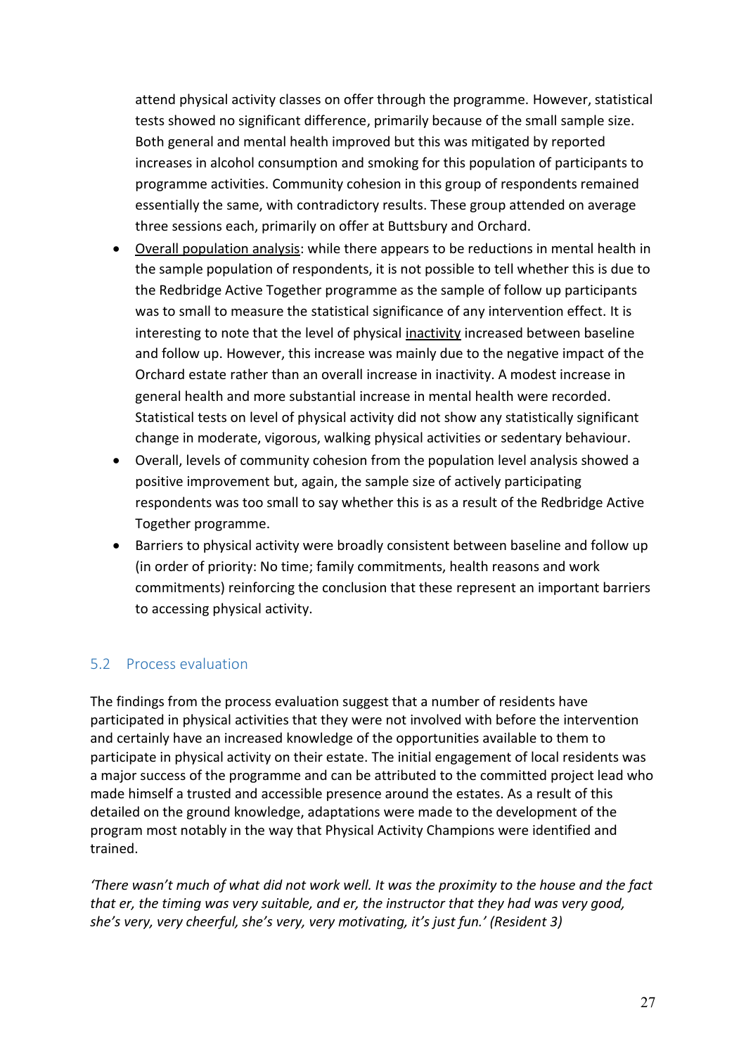attend physical activity classes on offer through the programme. However, statistical tests showed no significant difference, primarily because of the small sample size. Both general and mental health improved but this was mitigated by reported increases in alcohol consumption and smoking for this population of participants to programme activities. Community cohesion in this group of respondents remained essentially the same, with contradictory results. These group attended on average three sessions each, primarily on offer at Buttsbury and Orchard.

- Overall population analysis: while there appears to be reductions in mental health in the sample population of respondents, it is not possible to tell whether this is due to the Redbridge Active Together programme as the sample of follow up participants was to small to measure the statistical significance of any intervention effect. It is interesting to note that the level of physical inactivity increased between baseline and follow up. However, this increase was mainly due to the negative impact of the Orchard estate rather than an overall increase in inactivity. A modest increase in general health and more substantial increase in mental health were recorded. Statistical tests on level of physical activity did not show any statistically significant change in moderate, vigorous, walking physical activities or sedentary behaviour.
- Overall, levels of community cohesion from the population level analysis showed a positive improvement but, again, the sample size of actively participating respondents was too small to say whether this is as a result of the Redbridge Active Together programme.
- Barriers to physical activity were broadly consistent between baseline and follow up (in order of priority: No time; family commitments, health reasons and work commitments) reinforcing the conclusion that these represent an important barriers to accessing physical activity.

## 5.2 Process evaluation

The findings from the process evaluation suggest that a number of residents have participated in physical activities that they were not involved with before the intervention and certainly have an increased knowledge of the opportunities available to them to participate in physical activity on their estate. The initial engagement of local residents was a major success of the programme and can be attributed to the committed project lead who made himself a trusted and accessible presence around the estates. As a result of this detailed on the ground knowledge, adaptations were made to the development of the program most notably in the way that Physical Activity Champions were identified and trained.

*'There wasn't much of what did not work well. It was the proximity to the house and the fact that er, the timing was very suitable, and er, the instructor that they had was very good, she's very, very cheerful, she's very, very motivating, it's just fun.' (Resident 3)*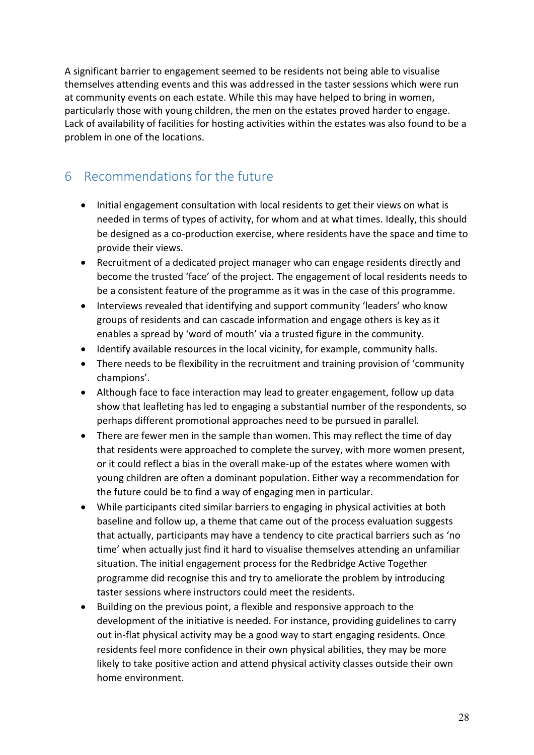A significant barrier to engagement seemed to be residents not being able to visualise themselves attending events and this was addressed in the taster sessions which were run at community events on each estate. While this may have helped to bring in women, particularly those with young children, the men on the estates proved harder to engage. Lack of availability of facilities for hosting activities within the estates was also found to be a problem in one of the locations.

## 6 Recommendations for the future

- Initial engagement consultation with local residents to get their views on what is needed in terms of types of activity, for whom and at what times. Ideally, this should be designed as a co-production exercise, where residents have the space and time to provide their views.
- Recruitment of a dedicated project manager who can engage residents directly and become the trusted 'face' of the project. The engagement of local residents needs to be a consistent feature of the programme as it was in the case of this programme.
- Interviews revealed that identifying and support community 'leaders' who know groups of residents and can cascade information and engage others is key as it enables a spread by 'word of mouth' via a trusted figure in the community.
- Identify available resources in the local vicinity, for example, community halls.
- There needs to be flexibility in the recruitment and training provision of 'community champions'.
- Although face to face interaction may lead to greater engagement, follow up data show that leafleting has led to engaging a substantial number of the respondents, so perhaps different promotional approaches need to be pursued in parallel.
- There are fewer men in the sample than women. This may reflect the time of day that residents were approached to complete the survey, with more women present, or it could reflect a bias in the overall make-up of the estates where women with young children are often a dominant population. Either way a recommendation for the future could be to find a way of engaging men in particular.
- While participants cited similar barriers to engaging in physical activities at both baseline and follow up, a theme that came out of the process evaluation suggests that actually, participants may have a tendency to cite practical barriers such as 'no time' when actually just find it hard to visualise themselves attending an unfamiliar situation. The initial engagement process for the Redbridge Active Together programme did recognise this and try to ameliorate the problem by introducing taster sessions where instructors could meet the residents.
- Building on the previous point, a flexible and responsive approach to the development of the initiative is needed. For instance, providing guidelines to carry out in-flat physical activity may be a good way to start engaging residents. Once residents feel more confidence in their own physical abilities, they may be more likely to take positive action and attend physical activity classes outside their own home environment.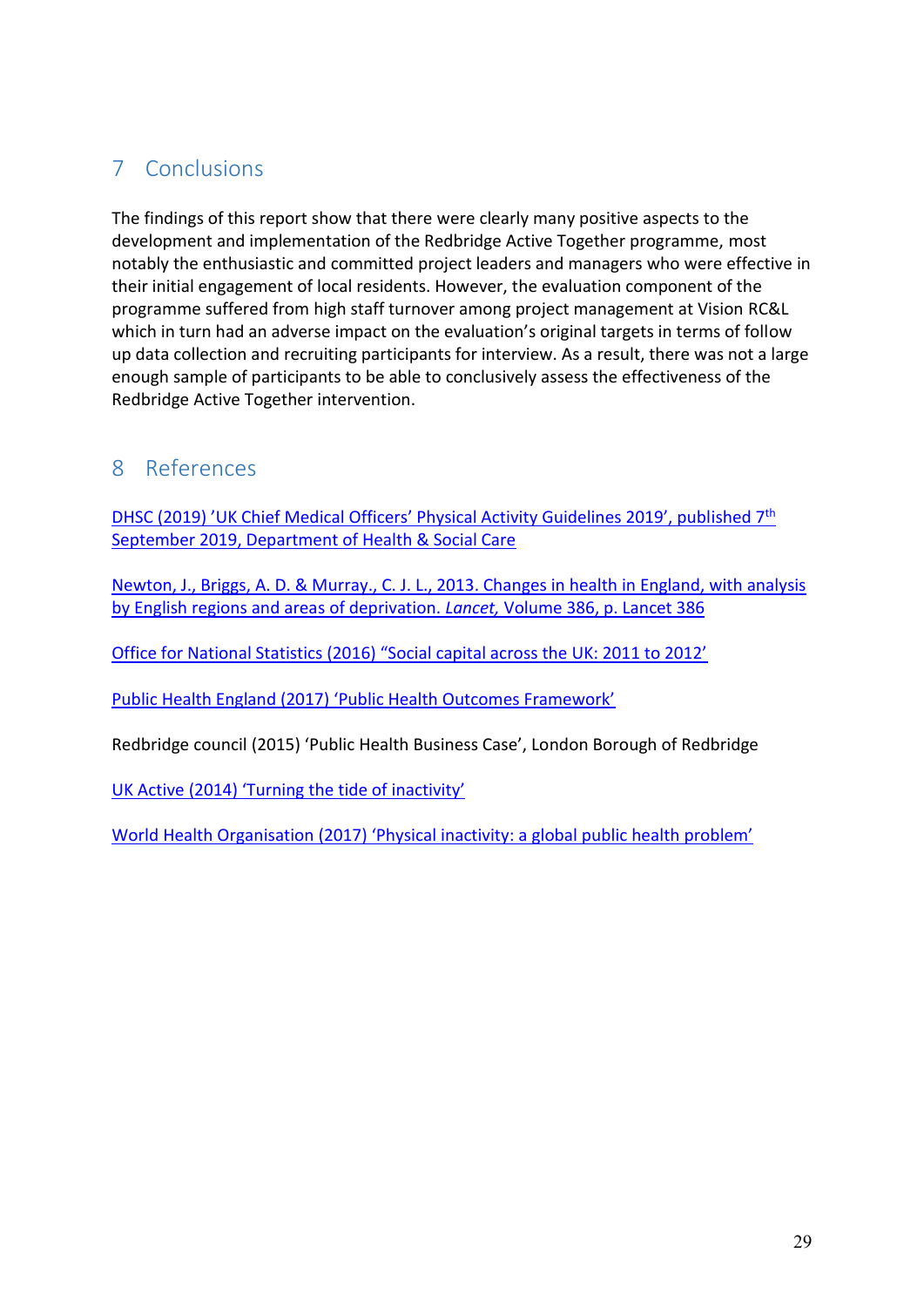## 7 Conclusions

The findings of this report show that there were clearly many positive aspects to the development and implementation of the Redbridge Active Together programme, most notably the enthusiastic and committed project leaders and managers who were effective in their initial engagement of local residents. However, the evaluation component of the programme suffered from high staff turnover among project management at Vision RC&L which in turn had an adverse impact on the evaluation's original targets in terms of follow up data collection and recruiting participants for interview. As a result, there was not a large enough sample of participants to be able to conclusively assess the effectiveness of the Redbridge Active Together intervention.

## 8 References

DHSC (2019) 'UK Chief Medical Officers' Physical Activity Guidelines 2019', published 7th September 2019, Department of Health & Social Care

Newton, J., Briggs, A. D. & Murray., C. J. L., 2013. Changes in health in England, with analysis by English regions and areas of deprivation. *Lancet,* Volume 386, p. Lancet 386

Office for National Statistics (2016) "Social capital across the UK: 2011 to 2012'

Public Health England (2017) 'Public Health Outcomes Framework'

Redbridge council (2015) 'Public Health Business Case', London Borough of Redbridge

UK Active (2014) 'Turning the tide of inactivity'

World Health Organisation (2017) 'Physical inactivity: a global public health problem'